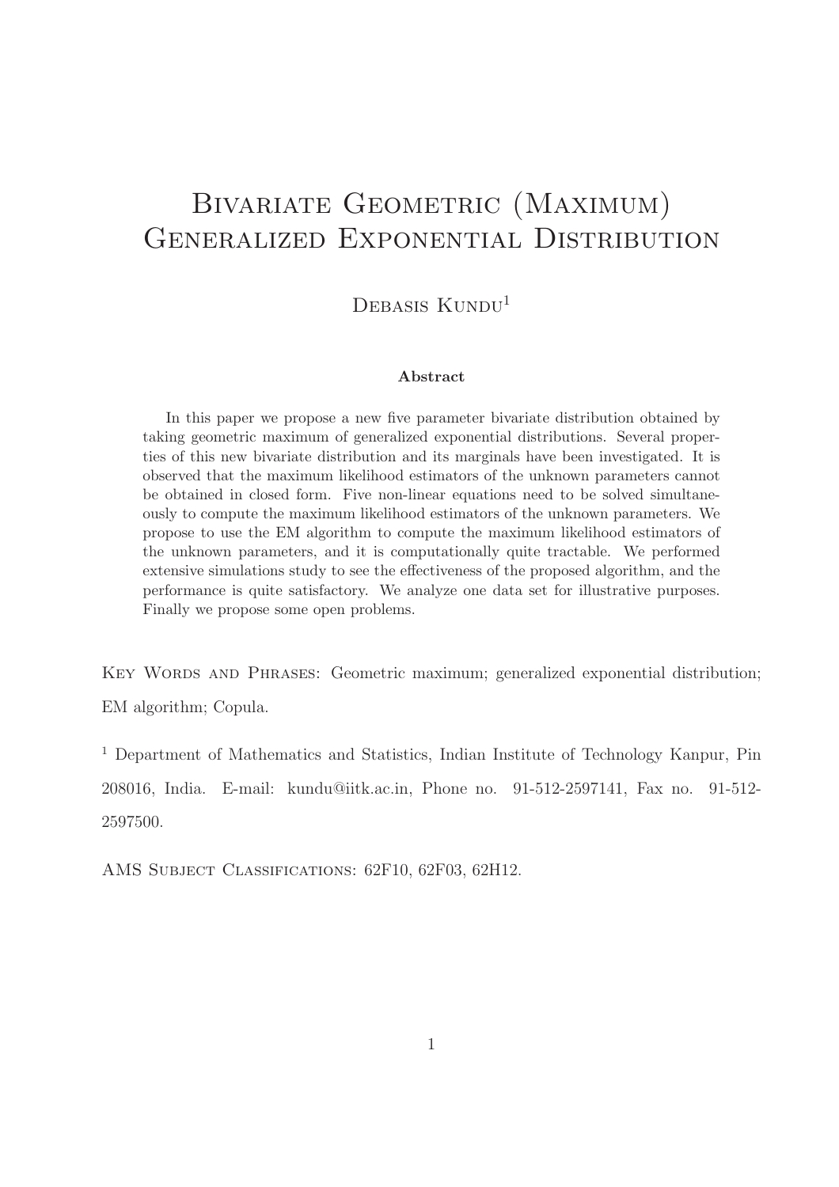# Bivariate Geometric (Maximum) Generalized Exponential Distribution

Debasis Kundu[1]

**Abstract**

In this paper we propose a new five parameter bivariate distribution obtained by taking geometric maximum of generalized exponential distributions. Several properties of this new bivariate distribution and its marginals have been investigated. It is observed that the maximum likelihood estimators of the unknown parameters cannot be obtained in closed form. Five non-linear equations need to be solved simultaneously to compute the maximum likelihood estimators of the unknown parameters. We propose to use the EM algorithm to compute the maximum likelihood estimators of the unknown parameters, and it is computationally quite tractable. We performed extensive simulations study to see the effectiveness of the proposed algorithm, and the performance is quite satisfactory. We analyze one data set for illustrative purposes. Finally we propose some open problems.

Key Words and Phrases: Geometric maximum; generalized exponential distribution; EM algorithm; Copula.

[1] Department of Mathematics and Statistics, Indian Institute of Technology Kanpur, Pin 208016, India. E-mail: kundu@iitk.ac.in, Phone no. 91-512-2597141, Fax no. 91-512-2597500.

AMS Subject Classifications: 62F10, 62F03, 62H12.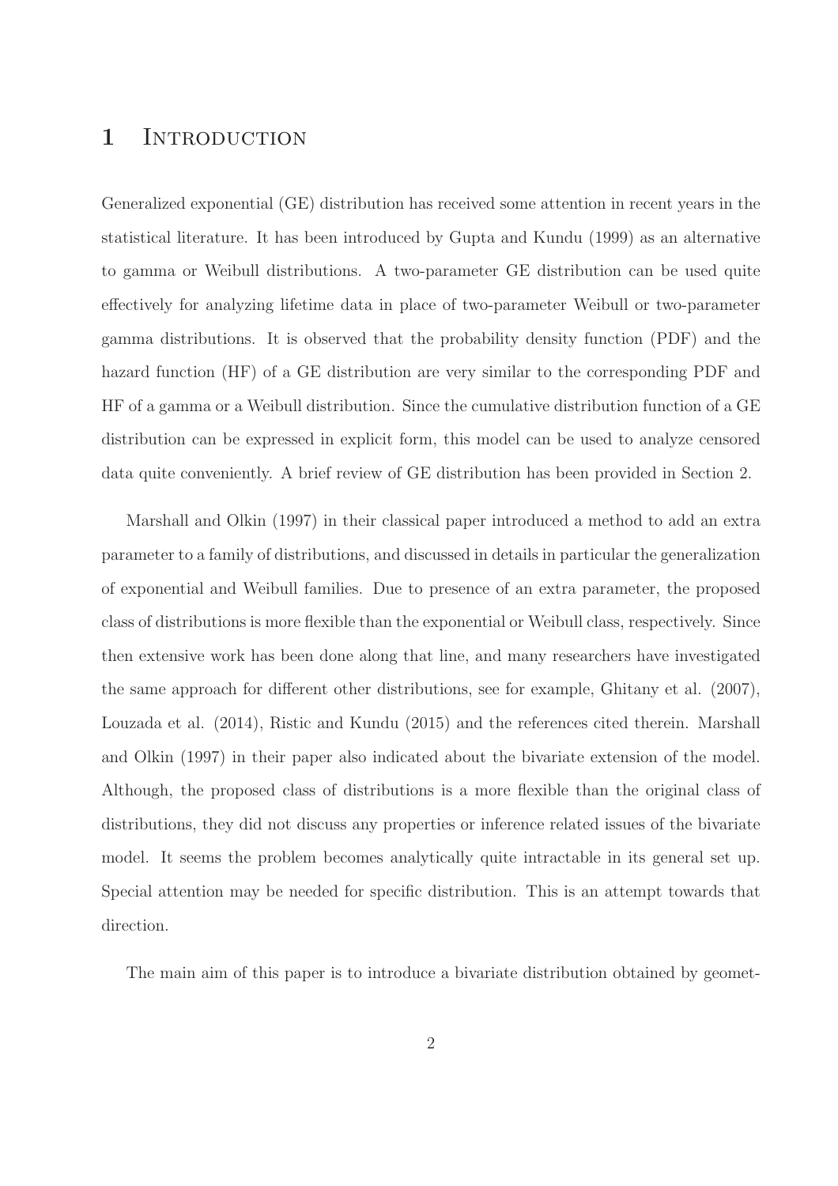# 1 Introduction

Generalized exponential (GE) distribution has received some attention in recent years in the statistical literature. It has been introduced by Gupta and Kundu (1999) as an alternative to gamma or Weibull distributions. A two-parameter GE distribution can be used quite effectively for analyzing lifetime data in place of two-parameter Weibull or two-parameter gamma distributions. It is observed that the probability density function (PDF) and the hazard function (HF) of a GE distribution are very similar to the corresponding PDF and HF of a gamma or a Weibull distribution. Since the cumulative distribution function of a GE distribution can be expressed in explicit form, this model can be used to analyze censored data quite conveniently. A brief review of GE distribution has been provided in Section 2.

Marshall and Olkin (1997) in their classical paper introduced a method to add an extra parameter to a family of distributions, and discussed in details in particular the generalization of exponential and Weibull families. Due to presence of an extra parameter, the proposed class of distributions is more flexible than the exponential or Weibull class, respectively. Since then extensive work has been done along that line, and many researchers have investigated the same approach for different other distributions, see for example, Ghitany et al. (2007), Louzada et al. (2014), Ristic and Kundu (2015) and the references cited therein. Marshall and Olkin (1997) in their paper also indicated about the bivariate extension of the model. Although, the proposed class of distributions is a more flexible than the original class of distributions, they did not discuss any properties or inference related issues of the bivariate model. It seems the problem becomes analytically quite intractable in its general set up. Special attention may be needed for specific distribution. This is an attempt towards that direction.

The main aim of this paper is to introduce a bivariate distribution obtained by geomet-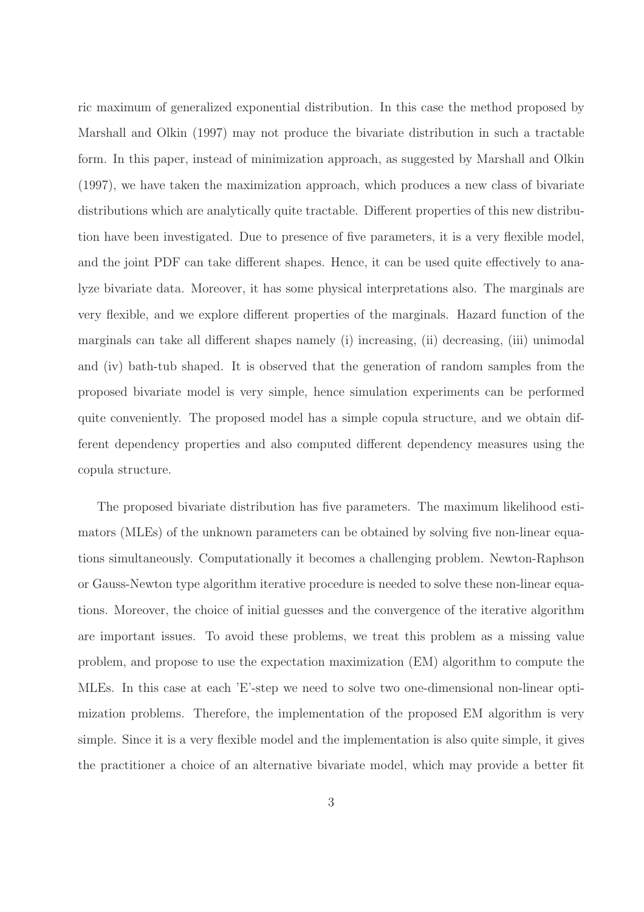ric maximum of generalized exponential distribution. In this case the method proposed by Marshall and Olkin (1997) may not produce the bivariate distribution in such a tractable form. In this paper, instead of minimization approach, as suggested by Marshall and Olkin (1997), we have taken the maximization approach, which produces a new class of bivariate distributions which are analytically quite tractable. Different properties of this new distribution have been investigated. Due to presence of five parameters, it is a very flexible model, and the joint PDF can take different shapes. Hence, it can be used quite effectively to analyze bivariate data. Moreover, it has some physical interpretations also. The marginals are very flexible, and we explore different properties of the marginals. Hazard function of the marginals can take all different shapes namely (i) increasing, (ii) decreasing, (iii) unimodal and (iv) bath-tub shaped. It is observed that the generation of random samples from the proposed bivariate model is very simple, hence simulation experiments can be performed quite conveniently. The proposed model has a simple copula structure, and we obtain different dependency properties and also computed different dependency measures using the copula structure.

The proposed bivariate distribution has five parameters. The maximum likelihood estimators (MLEs) of the unknown parameters can be obtained by solving five non-linear equations simultaneously. Computationally it becomes a challenging problem. Newton-Raphson or Gauss-Newton type algorithm iterative procedure is needed to solve these non-linear equations. Moreover, the choice of initial guesses and the convergence of the iterative algorithm are important issues. To avoid these problems, we treat this problem as a missing value problem, and propose to use the expectation maximization (EM) algorithm to compute the MLEs. In this case at each 'E'-step we need to solve two one-dimensional non-linear optimization problems. Therefore, the implementation of the proposed EM algorithm is very simple. Since it is a very flexible model and the implementation is also quite simple, it gives the practitioner a choice of an alternative bivariate model, which may provide a better fit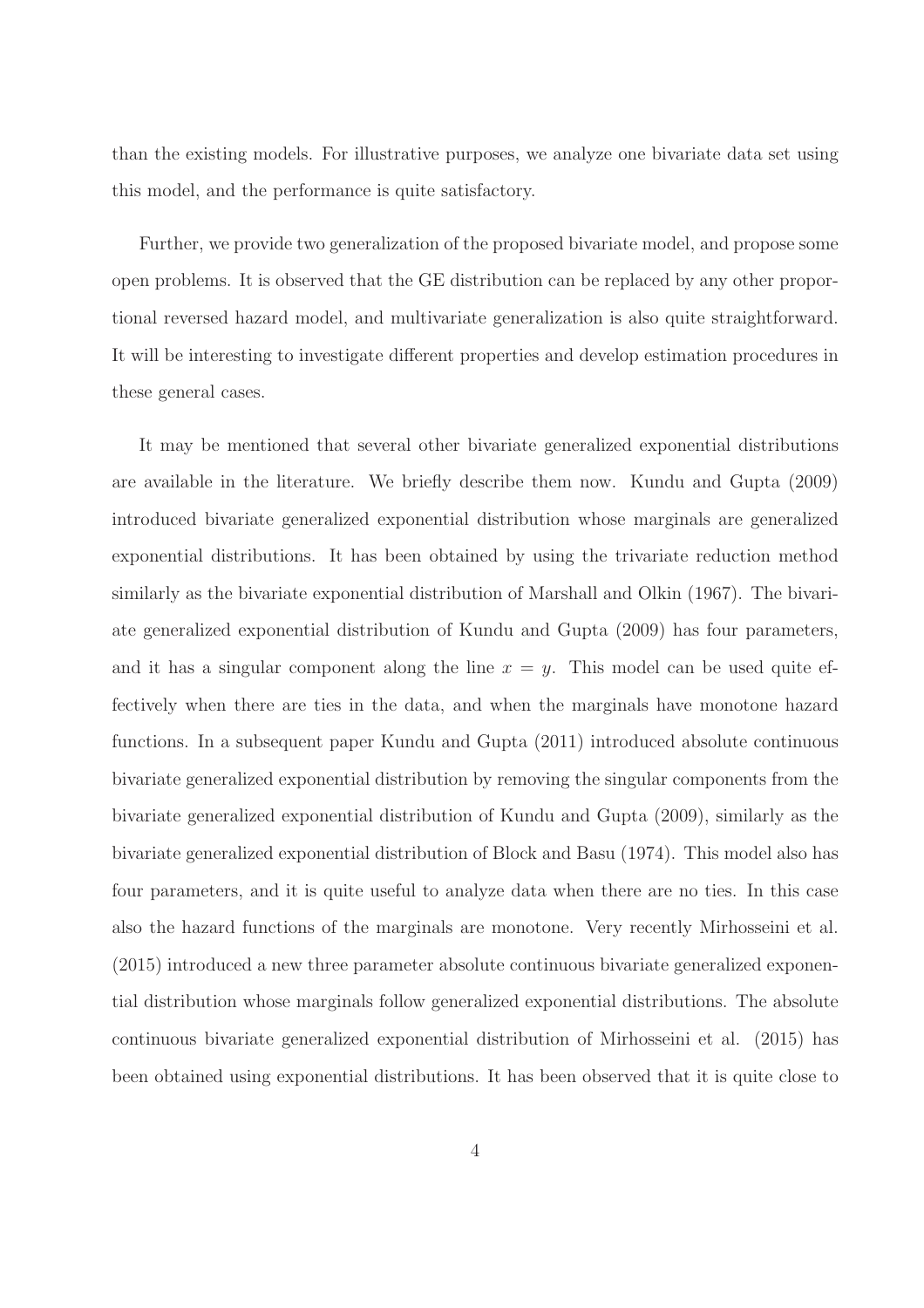than the existing models. For illustrative purposes, we analyze one bivariate data set using this model, and the performance is quite satisfactory.

Further, we provide two generalization of the proposed bivariate model, and propose some open problems. It is observed that the GE distribution can be replaced by any other proportional reversed hazard model, and multivariate generalization is also quite straightforward. It will be interesting to investigate different properties and develop estimation procedures in these general cases.

It may be mentioned that several other bivariate generalized exponential distributions are available in the literature. We briefly describe them now. Kundu and Gupta (2009) introduced bivariate generalized exponential distribution whose marginals are generalized exponential distributions. It has been obtained by using the trivariate reduction method similarly as the bivariate exponential distribution of Marshall and Olkin (1967). The bivariate generalized exponential distribution of Kundu and Gupta (2009) has four parameters, and it has a singular component along the line $x = y$. This model can be used quite effectively when there are ties in the data, and when the marginals have monotone hazard functions. In a subsequent paper Kundu and Gupta (2011) introduced absolute continuous bivariate generalized exponential distribution by removing the singular components from the bivariate generalized exponential distribution of Kundu and Gupta (2009), similarly as the bivariate generalized exponential distribution of Block and Basu (1974). This model also has four parameters, and it is quite useful to analyze data when there are no ties. In this case also the hazard functions of the marginals are monotone. Very recently Mirhosseini et al. (2015) introduced a new three parameter absolute continuous bivariate generalized exponential distribution whose marginals follow generalized exponential distributions. The absolute continuous bivariate generalized exponential distribution of Mirhosseini et al. (2015) has been obtained using exponential distributions. It has been observed that it is quite close to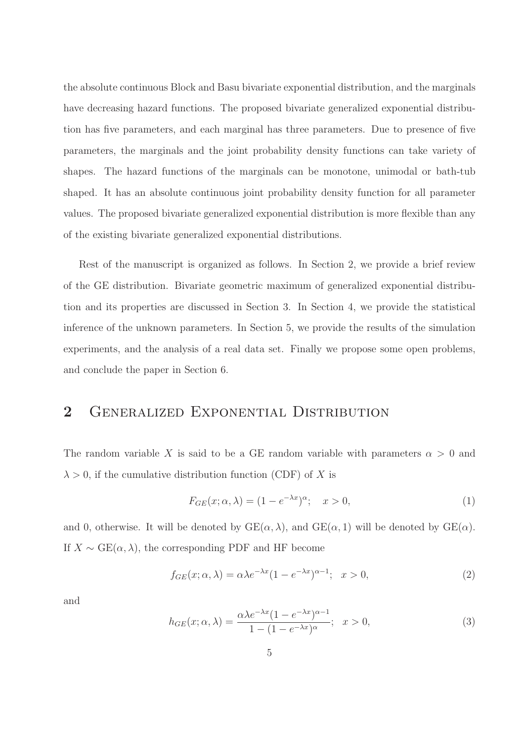the absolute continuous Block and Basu bivariate exponential distribution, and the marginals have decreasing hazard functions. The proposed bivariate generalized exponential distribution has five parameters, and each marginal has three parameters. Due to presence of five parameters, the marginals and the joint probability density functions can take variety of shapes. The hazard functions of the marginals can be monotone, unimodal or bath-tub shaped. It has an absolute continuous joint probability density function for all parameter values. The proposed bivariate generalized exponential distribution is more flexible than any of the existing bivariate generalized exponential distributions.

Rest of the manuscript is organized as follows. In Section 2, we provide a brief review of the GE distribution. Bivariate geometric maximum of generalized exponential distribution and its properties are discussed in Section 3. In Section 4, we provide the statistical inference of the unknown parameters. In Section 5, we provide the results of the simulation experiments, and the analysis of a real data set. Finally we propose some open problems, and conclude the paper in Section 6.

## 2 Generalized Exponential Distribution

The random variable $X$ is said to be a GE random variable with parameters $\alpha > 0$ and $\lambda > 0$, if the cumulative distribution function (CDF) of $X$ is

$$F_{GE}(x; \alpha, \lambda) = (1 - e^{-\lambda x})^{\alpha}; \quad x > 0, \tag{1}$$

and 0, otherwise. It will be denoted by GE$(\alpha, \lambda)$, and GE$(\alpha, 1)$ will be denoted by GE$(\alpha)$. If $X \sim$ GE$(\alpha, \lambda)$, the corresponding PDF and HF become

$$f_{GE}(x; \alpha, \lambda) = \alpha \lambda e^{-\lambda x}(1 - e^{-\lambda x})^{\alpha - 1}; \quad x > 0, \tag{2}$$

and

$$h_{GE}(x; \alpha, \lambda) = \frac{\alpha \lambda e^{-\lambda x}(1 - e^{-\lambda x})^{\alpha - 1}}{1 - (1 - e^{-\lambda x})^{\alpha}}; \quad x > 0, \tag{3}$$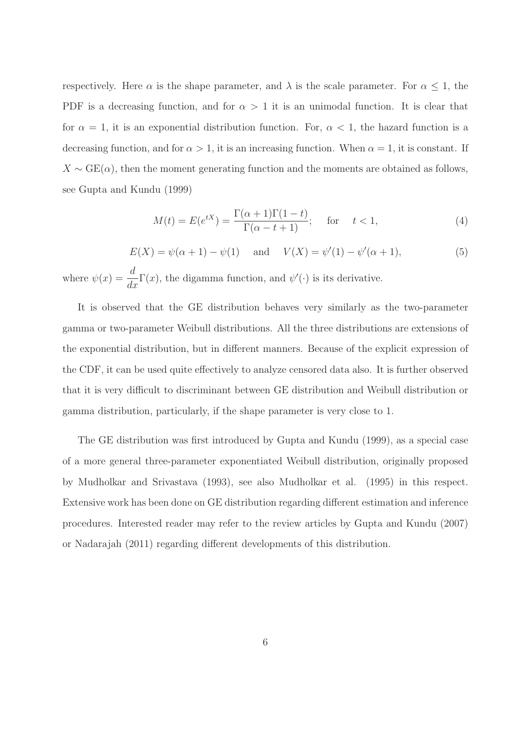respectively. Here $\alpha$ is the shape parameter, and $\lambda$ is the scale parameter. For $\alpha \leq 1$, the PDF is a decreasing function, and for $\alpha > 1$ it is an unimodal function. It is clear that for $\alpha = 1$, it is an exponential distribution function. For, $\alpha < 1$, the hazard function is a decreasing function, and for $\alpha > 1$, it is an increasing function. When $\alpha = 1$, it is constant. If $X \sim \text{GE}(\alpha)$, then the moment generating function and the moments are obtained as follows, see Gupta and Kundu (1999)

$$M(t) = E(e^{tX}) = \frac{\Gamma(\alpha+1)\Gamma(1-t)}{\Gamma(\alpha-t+1)}; \quad \text{for} \quad t < 1, \tag{4}$$

$$E(X) = \psi(\alpha+1) - \psi(1) \quad \text{and} \quad V(X) = \psi'(1) - \psi'(\alpha+1), \tag{5}$$

where $\psi(x) = \frac{d}{dx}\Gamma(x)$, the digamma function, and $\psi'(\cdot)$ is its derivative.

It is observed that the GE distribution behaves very similarly as the two-parameter gamma or two-parameter Weibull distributions. All the three distributions are extensions of the exponential distribution, but in different manners. Because of the explicit expression of the CDF, it can be used quite effectively to analyze censored data also. It is further observed that it is very difficult to discriminant between GE distribution and Weibull distribution or gamma distribution, particularly, if the shape parameter is very close to 1.

The GE distribution was first introduced by Gupta and Kundu (1999), as a special case of a more general three-parameter exponentiated Weibull distribution, originally proposed by Mudholkar and Srivastava (1993), see also Mudholkar et al. (1995) in this respect. Extensive work has been done on GE distribution regarding different estimation and inference procedures. Interested reader may refer to the review articles by Gupta and Kundu (2007) or Nadarajah (2011) regarding different developments of this distribution.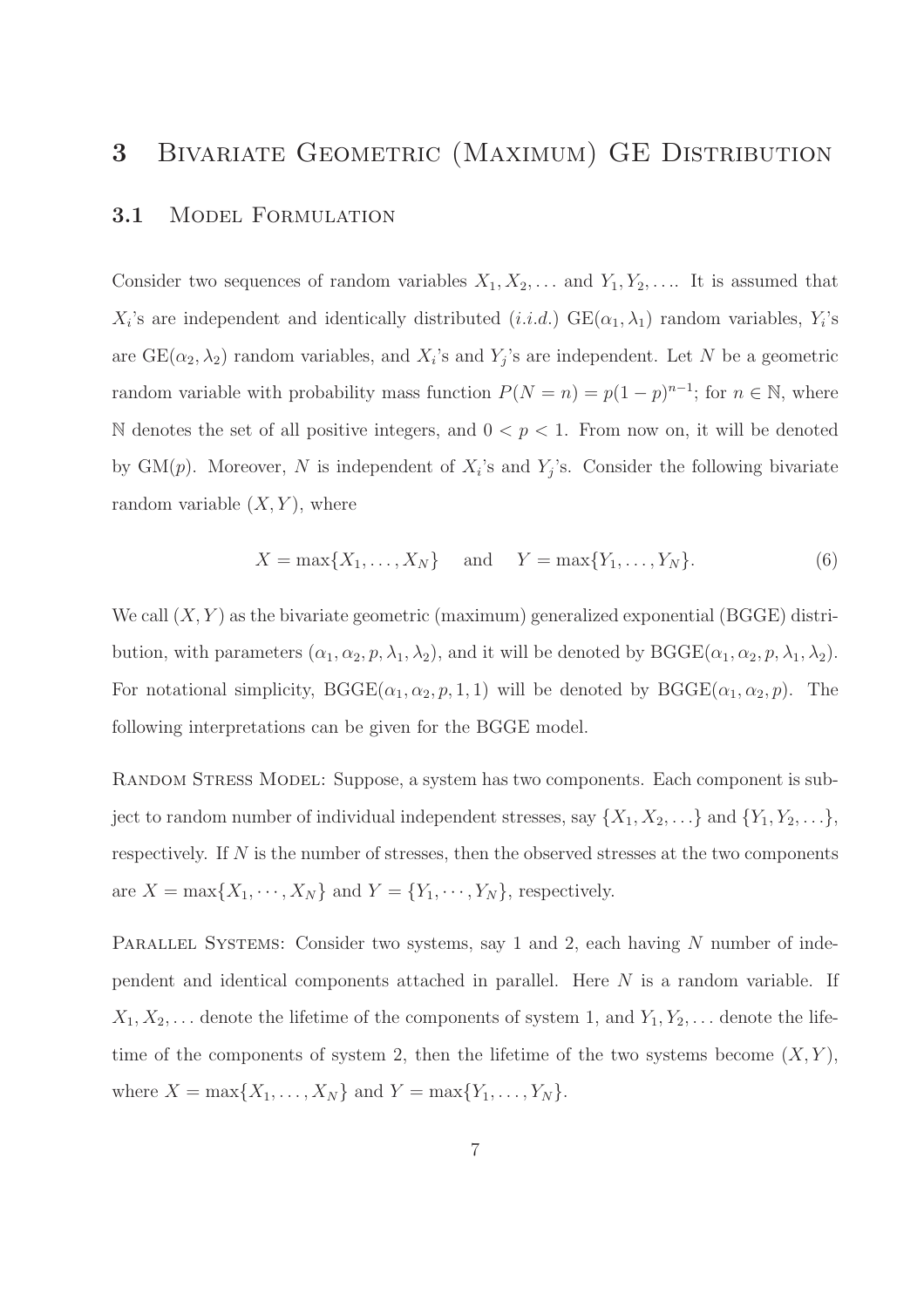# 3 Bivariate Geometric (Maximum) GE Distribution

## 3.1 Model Formulation

Consider two sequences of random variables $X_1, X_2, \ldots$ and $Y_1, Y_2, \ldots$. It is assumed that $X_i$'s are independent and identically distributed (*i.i.d.*) $\text{GE}(\alpha_1, \lambda_1)$ random variables, $Y_i$'s are $\text{GE}(\alpha_2, \lambda_2)$ random variables, and $X_i$'s and $Y_j$'s are independent. Let $N$ be a geometric random variable with probability mass function $P(N = n) = p(1-p)^{n-1}$; for $n \in \mathbb{N}$, where $\mathbb{N}$ denotes the set of all positive integers, and $0 < p < 1$. From now on, it will be denoted by $\text{GM}(p)$. Moreover, $N$ is independent of $X_i$'s and $Y_j$'s. Consider the following bivariate random variable $(X, Y)$, where

$$X = \max\{X_1, \ldots, X_N\} \quad \text{and} \quad Y = \max\{Y_1, \ldots, Y_N\}. \tag{6}$$

We call $(X, Y)$ as the bivariate geometric (maximum) generalized exponential (BGGE) distribution, with parameters $(\alpha_1, \alpha_2, p, \lambda_1, \lambda_2)$, and it will be denoted by $\text{BGGE}(\alpha_1, \alpha_2, p, \lambda_1, \lambda_2)$. For notational simplicity, $\text{BGGE}(\alpha_1, \alpha_2, p, 1, 1)$ will be denoted by $\text{BGGE}(\alpha_1, \alpha_2, p)$. The following interpretations can be given for the BGGE model.

Random Stress Model: Suppose, a system has two components. Each component is subject to random number of individual independent stresses, say $\{X_1, X_2, \ldots\}$ and $\{Y_1, Y_2, \ldots\}$, respectively. If $N$ is the number of stresses, then the observed stresses at the two components are $X = \max\{X_1, \cdots, X_N\}$ and $Y = \{Y_1, \cdots, Y_N\}$, respectively.

Parallel Systems: Consider two systems, say 1 and 2, each having $N$ number of independent and identical components attached in parallel. Here $N$ is a random variable. If $X_1, X_2, \ldots$ denote the lifetime of the components of system 1, and $Y_1, Y_2, \ldots$ denote the lifetime of the components of system 2, then the lifetime of the two systems become $(X, Y)$, where $X = \max\{X_1, \ldots, X_N\}$ and $Y = \max\{Y_1, \ldots, Y_N\}$.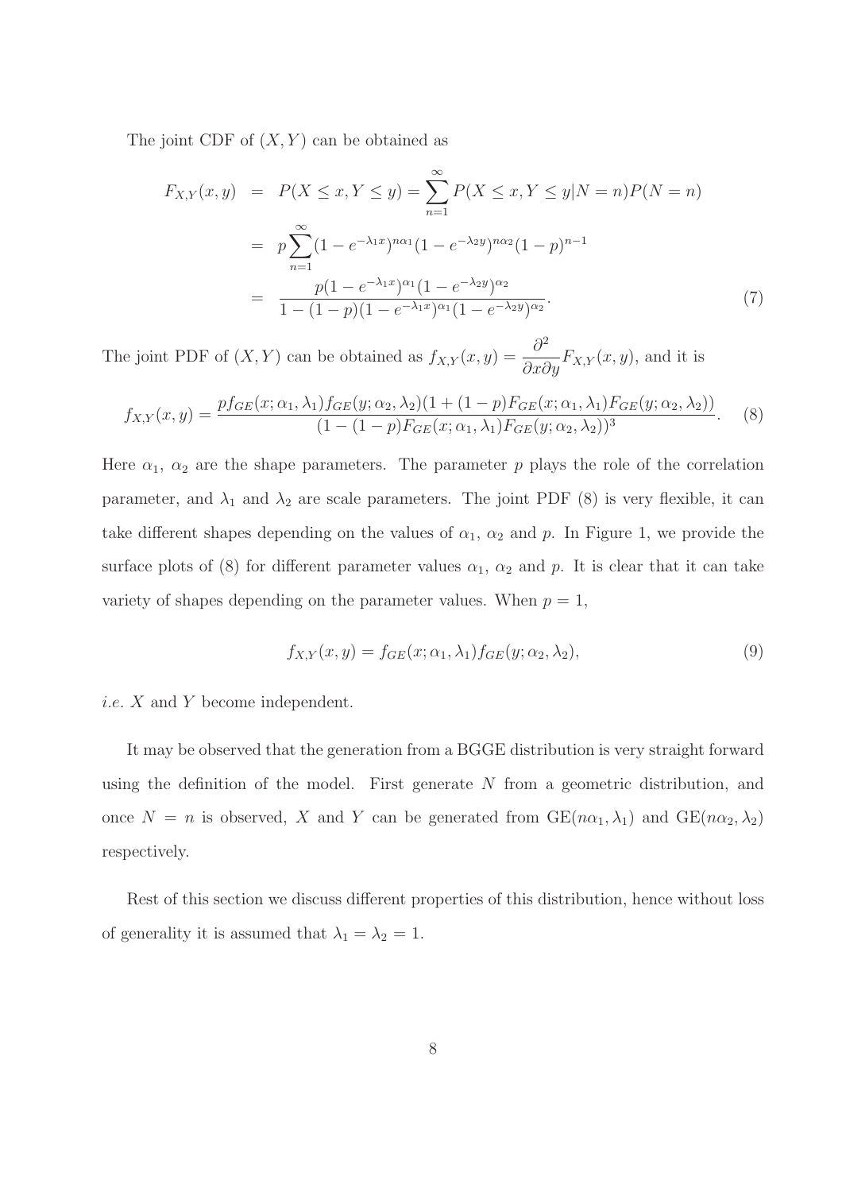The joint CDF of $(X, Y)$ can be obtained as

$$
\begin{aligned}
F_{X,Y}(x,y) &= P(X \leq x, Y \leq y) = \sum_{n=1}^{\infty} P(X \leq x, Y \leq y | N = n) P(N = n) \\
&= p \sum_{n=1}^{\infty} (1 - e^{-\lambda_1 x})^{n\alpha_1} (1 - e^{-\lambda_2 y})^{n\alpha_2} (1-p)^{n-1} \\
&= \frac{p(1 - e^{-\lambda_1 x})^{\alpha_1} (1 - e^{-\lambda_2 y})^{\alpha_2}}{1 - (1-p)(1 - e^{-\lambda_1 x})^{\alpha_1} (1 - e^{-\lambda_2 y})^{\alpha_2}}. \qquad (7)
\end{aligned}
$$

The joint PDF of $(X, Y)$ can be obtained as $f_{X,Y}(x,y) = \dfrac{\partial^2}{\partial x \partial y} F_{X,Y}(x,y)$, and it is

$$
f_{X,Y}(x,y) = \frac{p f_{GE}(x;\alpha_1,\lambda_1) f_{GE}(y;\alpha_2,\lambda_2)(1 + (1-p)F_{GE}(x;\alpha_1,\lambda_1)F_{GE}(y;\alpha_2,\lambda_2))}{(1 - (1-p)F_{GE}(x;\alpha_1,\lambda_1)F_{GE}(y;\alpha_2,\lambda_2))^3}. \qquad (8)
$$

Here $\alpha_1$, $\alpha_2$ are the shape parameters. The parameter $p$ plays the role of the correlation parameter, and $\lambda_1$ and $\lambda_2$ are scale parameters. The joint PDF (8) is very flexible, it can take different shapes depending on the values of $\alpha_1$, $\alpha_2$ and $p$. In Figure 1, we provide the surface plots of (8) for different parameter values $\alpha_1$, $\alpha_2$ and $p$. It is clear that it can take variety of shapes depending on the parameter values. When $p = 1$,

$$
f_{X,Y}(x,y) = f_{GE}(x;\alpha_1,\lambda_1) f_{GE}(y;\alpha_2,\lambda_2), \qquad (9)
$$

*i.e.* $X$ and $Y$ become independent.

It may be observed that the generation from a BGGE distribution is very straight forward using the definition of the model. First generate $N$ from a geometric distribution, and once $N = n$ is observed, $X$ and $Y$ can be generated from $\text{GE}(n\alpha_1, \lambda_1)$ and $\text{GE}(n\alpha_2, \lambda_2)$ respectively.

Rest of this section we discuss different properties of this distribution, hence without loss of generality it is assumed that $\lambda_1 = \lambda_2 = 1$.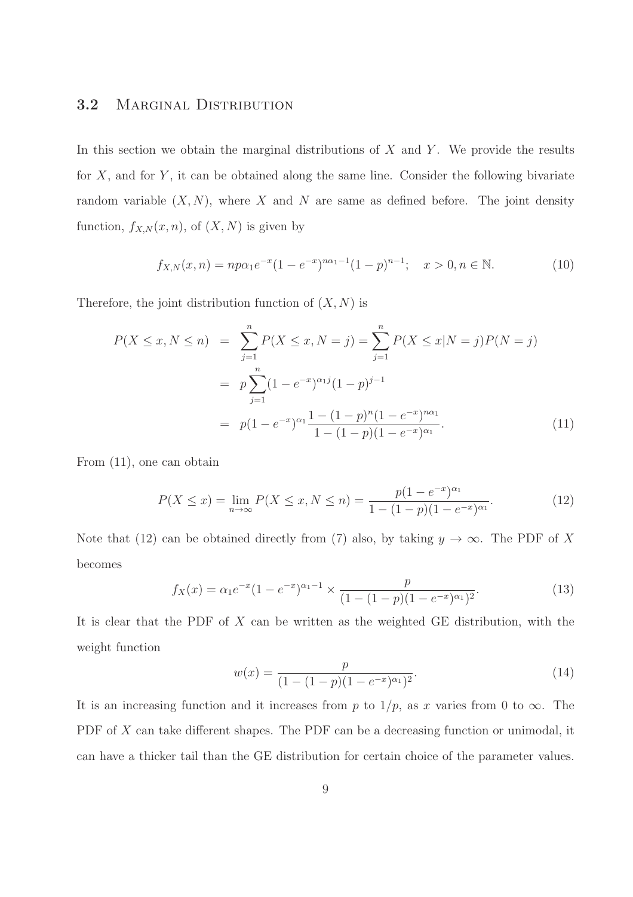### 3.2 Marginal Distribution

In this section we obtain the marginal distributions of $X$ and $Y$. We provide the results for $X$, and for $Y$, it can be obtained along the same line. Consider the following bivariate random variable $(X, N)$, where $X$ and $N$ are same as defined before. The joint density function, $f_{X,N}(x, n)$, of $(X, N)$ is given by

$$f_{X,N}(x,n) = np\alpha_1 e^{-x}(1-e^{-x})^{n\alpha_1 - 1}(1-p)^{n-1}; \quad x > 0, n \in \mathbb{N}. \tag{10}$$

Therefore, the joint distribution function of $(X, N)$ is

$$\begin{aligned} P(X \le x, N \le n) &= \sum_{j=1}^{n} P(X \le x, N = j) = \sum_{j=1}^{n} P(X \le x | N = j) P(N = j) \\ &= p \sum_{j=1}^{n} (1-e^{-x})^{\alpha_1 j}(1-p)^{j-1} \\ &= p(1-e^{-x})^{\alpha_1} \frac{1-(1-p)^n(1-e^{-x})^{n\alpha_1}}{1-(1-p)(1-e^{-x})^{\alpha_1}}. \end{aligned} \tag{11}$$

From (11), one can obtain

$$P(X \le x) = \lim_{n \to \infty} P(X \le x, N \le n) = \frac{p(1-e^{-x})^{\alpha_1}}{1-(1-p)(1-e^{-x})^{\alpha_1}}. \tag{12}$$

Note that (12) can be obtained directly from (7) also, by taking $y \to \infty$. The PDF of $X$ becomes

$$f_X(x) = \alpha_1 e^{-x}(1-e^{-x})^{\alpha_1 - 1} \times \frac{p}{(1-(1-p)(1-e^{-x})^{\alpha_1})^2}. \tag{13}$$

It is clear that the PDF of $X$ can be written as the weighted GE distribution, with the weight function

$$w(x) = \frac{p}{(1-(1-p)(1-e^{-x})^{\alpha_1})^2}. \tag{14}$$

It is an increasing function and it increases from $p$ to $1/p$, as $x$ varies from 0 to $\infty$. The PDF of $X$ can take different shapes. The PDF can be a decreasing function or unimodal, it can have a thicker tail than the GE distribution for certain choice of the parameter values.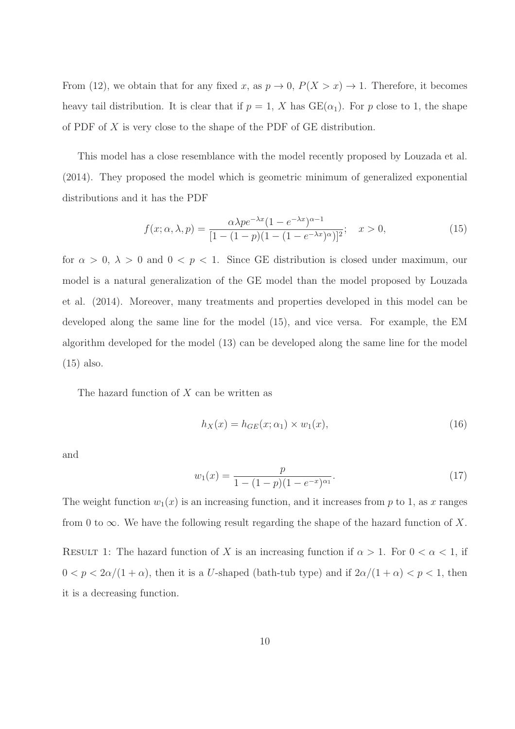From (12), we obtain that for any fixed $x$, as $p \to 0$, $P(X > x) \to 1$. Therefore, it becomes heavy tail distribution. It is clear that if $p = 1$, $X$ has GE($\alpha_1$). For $p$ close to 1, the shape of PDF of $X$ is very close to the shape of the PDF of GE distribution.

This model has a close resemblance with the model recently proposed by Louzada et al. (2014). They proposed the model which is geometric minimum of generalized exponential distributions and it has the PDF

$$f(x; \alpha, \lambda, p) = \frac{\alpha \lambda p e^{-\lambda x}(1 - e^{-\lambda x})^{\alpha - 1}}{[1 - (1 - p)(1 - (1 - e^{-\lambda x})^{\alpha})]^2}; \quad x > 0, \tag{15}$$

for $\alpha > 0$, $\lambda > 0$ and $0 < p < 1$. Since GE distribution is closed under maximum, our model is a natural generalization of the GE model than the model proposed by Louzada et al. (2014). Moreover, many treatments and properties developed in this model can be developed along the same line for the model (15), and vice versa. For example, the EM algorithm developed for the model (13) can be developed along the same line for the model (15) also.

The hazard function of $X$ can be written as

$$h_X(x) = h_{GE}(x; \alpha_1) \times w_1(x), \tag{16}$$

and

$$w_1(x) = \frac{p}{1 - (1 - p)(1 - e^{-x})^{\alpha_1}}. \tag{17}$$

The weight function $w_1(x)$ is an increasing function, and it increases from $p$ to 1, as $x$ ranges from 0 to $\infty$. We have the following result regarding the shape of the hazard function of $X$.

Result 1: The hazard function of $X$ is an increasing function if $\alpha > 1$. For $0 < \alpha < 1$, if $0 < p < 2\alpha/(1 + \alpha)$, then it is a $U$-shaped (bath-tub type) and if $2\alpha/(1 + \alpha) < p < 1$, then it is a decreasing function.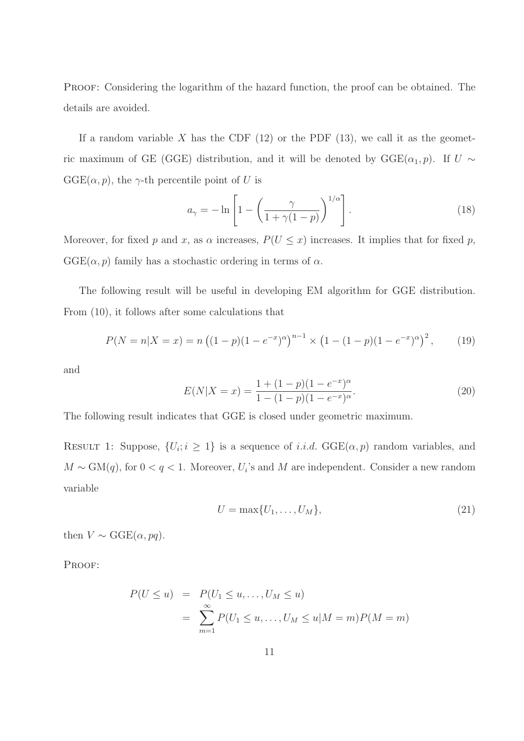PROOF: Considering the logarithm of the hazard function, the proof can be obtained. The details are avoided.

If a random variable $X$ has the CDF (12) or the PDF (13), we call it as the geometric maximum of GE (GGE) distribution, and it will be denoted by $\text{GGE}(\alpha_1, p)$. If $U \sim \text{GGE}(\alpha, p)$, the $\gamma$-th percentile point of $U$ is

$$a_\gamma = -\ln\left[1 - \left(\frac{\gamma}{1 + \gamma(1-p)}\right)^{1/\alpha}\right]. \tag{18}$$

Moreover, for fixed $p$ and $x$, as $\alpha$ increases, $P(U \le x)$ increases. It implies that for fixed $p$, $\text{GGE}(\alpha, p)$ family has a stochastic ordering in terms of $\alpha$.

The following result will be useful in developing EM algorithm for GGE distribution. From (10), it follows after some calculations that

$$P(N = n | X = x) = n\left((1-p)(1-e^{-x})^\alpha\right)^{n-1} \times \left(1 - (1-p)(1-e^{-x})^\alpha\right)^2, \tag{19}$$

and

$$E(N|X = x) = \frac{1 + (1-p)(1-e^{-x})^\alpha}{1 - (1-p)(1-e^{-x})^\alpha}. \tag{20}$$

The following result indicates that GGE is closed under geometric maximum.

RESULT 1: Suppose, $\{U_i; i \ge 1\}$ is a sequence of *i.i.d.* $\text{GGE}(\alpha, p)$ random variables, and $M \sim \text{GM}(q)$, for $0 < q < 1$. Moreover, $U_i$'s and $M$ are independent. Consider a new random variable

$$U = \max\{U_1, \ldots, U_M\}, \tag{21}$$

then $V \sim \text{GGE}(\alpha, pq)$.

PROOF:

$$\begin{aligned} P(U \le u) &= P(U_1 \le u, \ldots, U_M \le u) \\ &= \sum_{m=1}^{\infty} P(U_1 \le u, \ldots, U_M \le u | M = m) P(M = m) \end{aligned}$$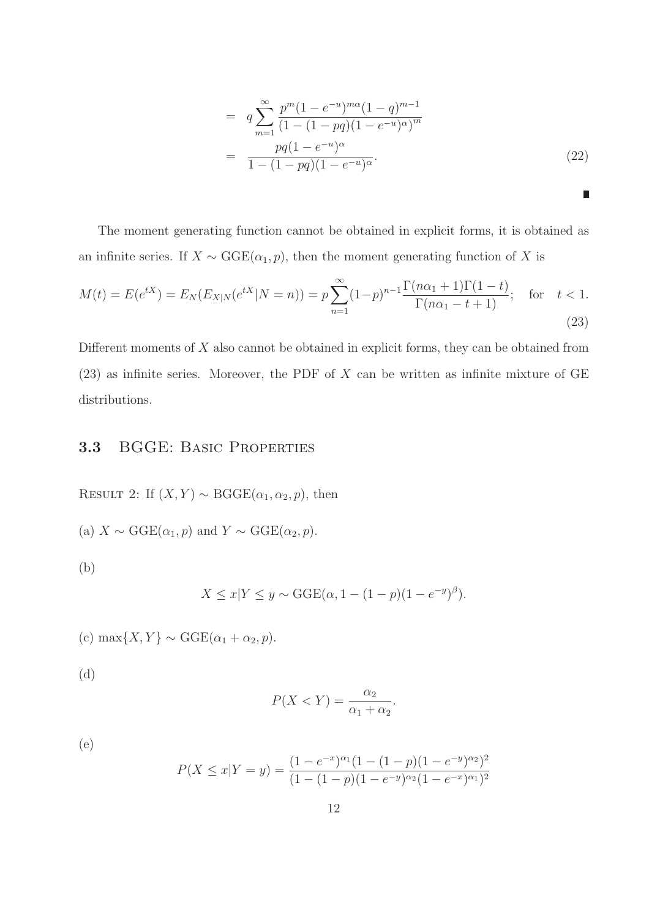$$
\begin{aligned}
&= q \sum_{m=1}^{\infty} \frac{p^m (1-e^{-u})^{m\alpha} (1-q)^{m-1}}{(1-(1-pq)(1-e^{-u})^{\alpha})^m} \\
&= \frac{pq(1-e^{-u})^{\alpha}}{1-(1-pq)(1-e^{-u})^{\alpha}}.
\end{aligned} \tag{22}
$$

■

The moment generating function cannot be obtained in explicit forms, it is obtained as an infinite series. If $X \sim \text{GGE}(\alpha_1, p)$, then the moment generating function of $X$ is

$$
M(t) = E(e^{tX}) = E_N(E_{X|N}(e^{tX}|N=n)) = p \sum_{n=1}^{\infty} (1-p)^{n-1} \frac{\Gamma(n\alpha_1 + 1)\Gamma(1-t)}{\Gamma(n\alpha_1 - t + 1)}; \quad \text{for} \quad t < 1. \tag{23}
$$

Different moments of $X$ also cannot be obtained in explicit forms, they can be obtained from (23) as infinite series. Moreover, the PDF of $X$ can be written as infinite mixture of GE distributions.

### 3.3 BGGE: Basic Properties

Result 2: If $(X,Y) \sim \text{BGGE}(\alpha_1, \alpha_2, p)$, then

(a) $X \sim \text{GGE}(\alpha_1, p)$ and $Y \sim \text{GGE}(\alpha_2, p)$.

(b)

$$
X \leq x | Y \leq y \sim \text{GGE}(\alpha, 1 - (1-p)(1-e^{-y})^{\beta}).
$$

(c) $\max\{X, Y\} \sim \text{GGE}(\alpha_1 + \alpha_2, p)$.

(d)

$$
P(X < Y) = \frac{\alpha_2}{\alpha_1 + \alpha_2}.
$$

(e)

$$
P(X \leq x | Y = y) = \frac{(1-e^{-x})^{\alpha_1}(1-(1-p)(1-e^{-y})^{\alpha_2})^2}{(1-(1-p)(1-e^{-y})^{\alpha_2}(1-e^{-x})^{\alpha_1})^2}
$$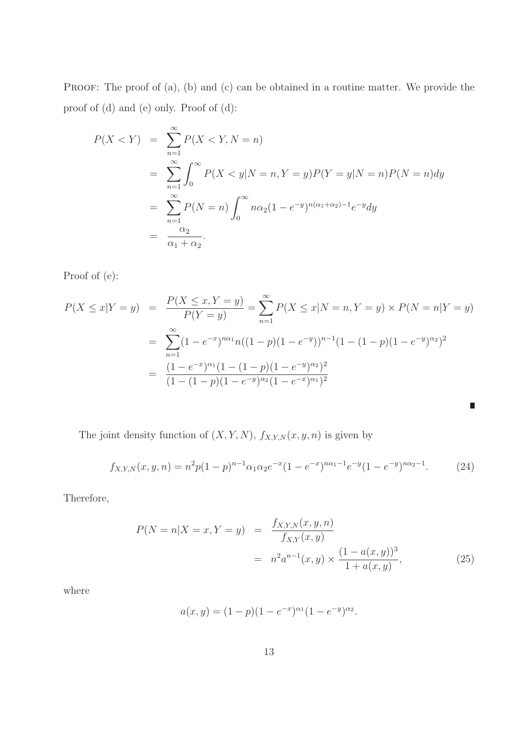PROOF: The proof of (a), (b) and (c) can be obtained in a routine matter. We provide the proof of (d) and (e) only. Proof of (d):

$$
\begin{aligned}
P(X<Y) &= \sum_{n=1}^{\infty} P(X<Y, N=n) \\
&= \sum_{n=1}^{\infty} \int_0^{\infty} P(X<y|N=n, Y=y) P(Y=y|N=n) P(N=n) dy \\
&= \sum_{n=1}^{\infty} P(N=n) \int_0^{\infty} n\alpha_2 (1-e^{-y})^{n(\alpha_1+\alpha_2)-1} e^{-y} dy \\
&= \frac{\alpha_2}{\alpha_1+\alpha_2}.
\end{aligned}
$$

Proof of (e):

$$
\begin{aligned}
P(X \le x|Y=y) &= \frac{P(X\le x, Y=y)}{P(Y=y)} = \sum_{n=1}^{\infty} P(X \le x|N=n, Y=y) \times P(N=n|Y=y) \\
&= \sum_{n=1}^{\infty} (1-e^{-x})^{n\alpha_1} n((1-p)(1-e^{-y}))^{n-1}(1-(1-p)(1-e^{-y})^{\alpha_2})^2 \\
&= \frac{(1-e^{-x})^{\alpha_1}(1-(1-p)(1-e^{-y})^{\alpha_2})^2}{(1-(1-p)(1-e^{-y})^{\alpha_2}(1-e^{-x})^{\alpha_1})^2}
\end{aligned}
$$

■

The joint density function of $(X, Y, N)$, $f_{X,Y,N}(x, y, n)$ is given by

$$
f_{X,Y,N}(x,y,n) = n^2 p(1-p)^{n-1} \alpha_1 \alpha_2 e^{-x}(1-e^{-x})^{n\alpha_1-1} e^{-y}(1-e^{-y})^{n\alpha_2-1}. \tag{24}
$$

Therefore,

$$
\begin{aligned}
P(N=n|X=x, Y=y) &= \frac{f_{X,Y,N}(x,y,n)}{f_{X,Y}(x,y)} \\
&= n^2 a^{n-1}(x,y) \times \frac{(1-a(x,y))^3}{1+a(x,y)},
\end{aligned} \tag{25}
$$

where

$$
a(x,y) = (1-p)(1-e^{-x})^{\alpha_1}(1-e^{-y})^{\alpha_2}.
$$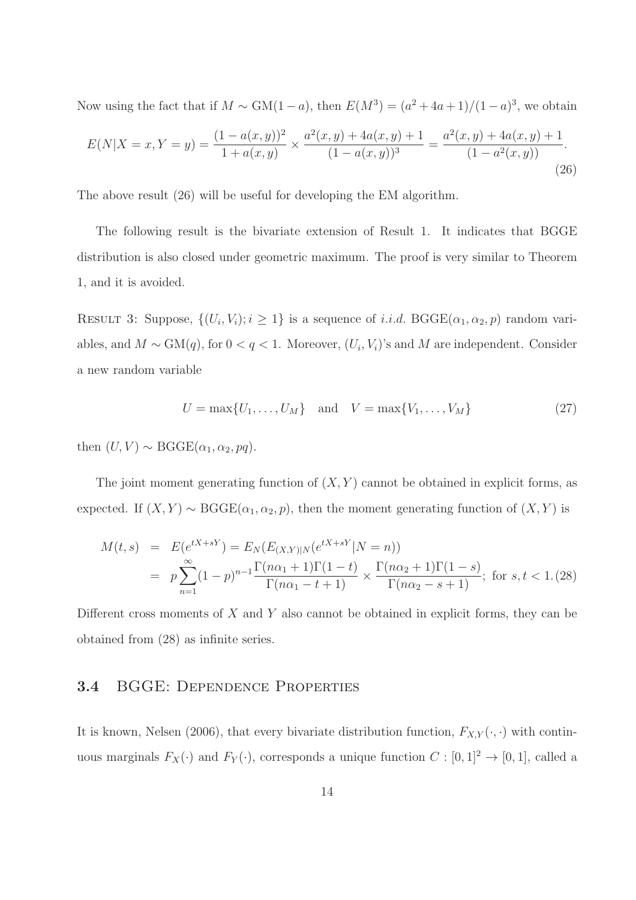Now using the fact that if $M \sim \text{GM}(1-a)$, then $E(M^3) = (a^2+4a+1)/(1-a)^3$, we obtain

$$E(N|X=x,Y=y) = \frac{(1-a(x,y))^2}{1+a(x,y)} \times \frac{a^2(x,y)+4a(x,y)+1}{(1-a(x,y))^3} = \frac{a^2(x,y)+4a(x,y)+1}{(1-a^2(x,y))}. \tag{26}$$

The above result (26) will be useful for developing the EM algorithm.

The following result is the bivariate extension of Result 1. It indicates that BGGE distribution is also closed under geometric maximum. The proof is very similar to Theorem 1, and it is avoided.

RESULT 3: Suppose, $\{(U_i, V_i); i \geq 1\}$ is a sequence of *i.i.d.* $\text{BGGE}(\alpha_1, \alpha_2, p)$ random variables, and $M \sim \text{GM}(q)$, for $0 < q < 1$. Moreover, $(U_i, V_i)$'s and $M$ are independent. Consider a new random variable

$$U = \max\{U_1, \ldots, U_M\} \quad \text{and} \quad V = \max\{V_1, \ldots, V_M\} \tag{27}$$

then $(U, V) \sim \text{BGGE}(\alpha_1, \alpha_2, pq)$.

The joint moment generating function of $(X, Y)$ cannot be obtained in explicit forms, as expected. If $(X, Y) \sim \text{BGGE}(\alpha_1, \alpha_2, p)$, then the moment generating function of $(X, Y)$ is

$$\begin{aligned} M(t,s) &= E(e^{tX+sY}) = E_N(E_{(X,Y)|N}(e^{tX+sY}|N=n)) \\ &= p\sum_{n=1}^{\infty}(1-p)^{n-1}\frac{\Gamma(n\alpha_1+1)\Gamma(1-t)}{\Gamma(n\alpha_1-t+1)} \times \frac{\Gamma(n\alpha_2+1)\Gamma(1-s)}{\Gamma(n\alpha_2-s+1)}; \text{ for } s,t<1. \end{aligned} \tag{28}$$

Different cross moments of $X$ and $Y$ also cannot be obtained in explicit forms, they can be obtained from (28) as infinite series.

### 3.4 BGGE: Dependence Properties

It is known, Nelsen (2006), that every bivariate distribution function, $F_{X,Y}(\cdot,\cdot)$ with continuous marginals $F_X(\cdot)$ and $F_Y(\cdot)$, corresponds a unique function $C : [0,1]^2 \to [0,1]$, called a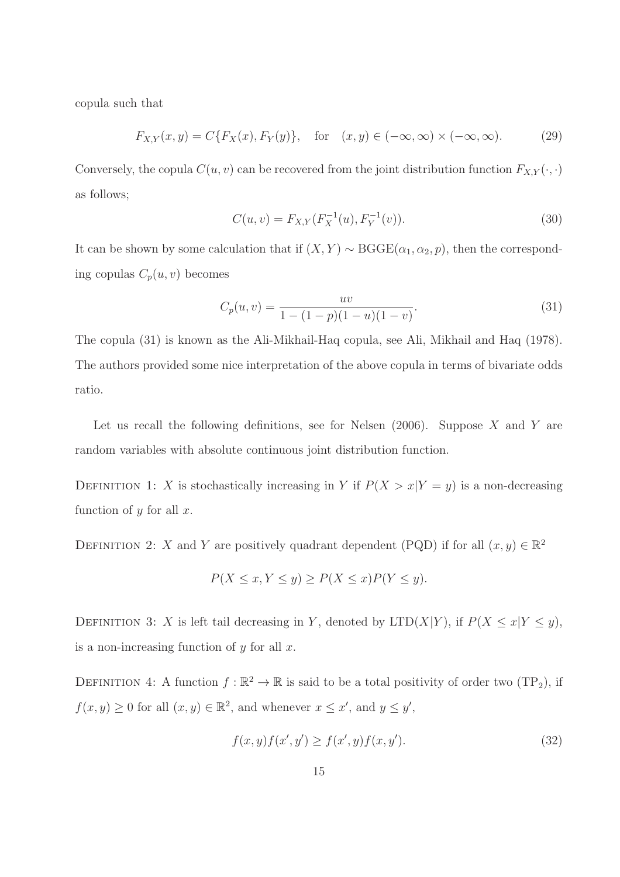copula such that

$$F_{X,Y}(x, y) = C\{F_X(x), F_Y(y)\}, \quad \text{for} \quad (x, y) \in (-\infty, \infty) \times (-\infty, \infty). \tag{29}$$

Conversely, the copula $C(u, v)$ can be recovered from the joint distribution function $F_{X,Y}(\cdot, \cdot)$ as follows;

$$C(u, v) = F_{X,Y}(F_X^{-1}(u), F_Y^{-1}(v)). \tag{30}$$

It can be shown by some calculation that if $(X, Y) \sim \text{BGGE}(\alpha_1, \alpha_2, p)$, then the corresponding copulas $C_p(u, v)$ becomes

$$C_p(u, v) = \frac{uv}{1 - (1-p)(1-u)(1-v)}. \tag{31}$$

The copula (31) is known as the Ali-Mikhail-Haq copula, see Ali, Mikhail and Haq (1978). The authors provided some nice interpretation of the above copula in terms of bivariate odds ratio.

Let us recall the following definitions, see for Nelsen (2006). Suppose $X$ and $Y$ are random variables with absolute continuous joint distribution function.

Definition 1: $X$ is stochastically increasing in $Y$ if $P(X > x|Y = y)$ is a non-decreasing function of $y$ for all $x$.

Definition 2: $X$ and $Y$ are positively quadrant dependent (PQD) if for all $(x, y) \in \mathbb{R}^2$

$$P(X \leq x, Y \leq y) \geq P(X \leq x)P(Y \leq y).$$

Definition 3: $X$ is left tail decreasing in $Y$, denoted by $\text{LTD}(X|Y)$, if $P(X \leq x|Y \leq y)$, is a non-increasing function of $y$ for all $x$.

Definition 4: A function $f : \mathbb{R}^2 \rightarrow \mathbb{R}$ is said to be a total positivity of order two ($\text{TP}_2$), if $f(x, y) \geq 0$ for all $(x, y) \in \mathbb{R}^2$, and whenever $x \leq x'$, and $y \leq y'$,

$$f(x, y)f(x', y') \geq f(x', y)f(x, y'). \tag{32}$$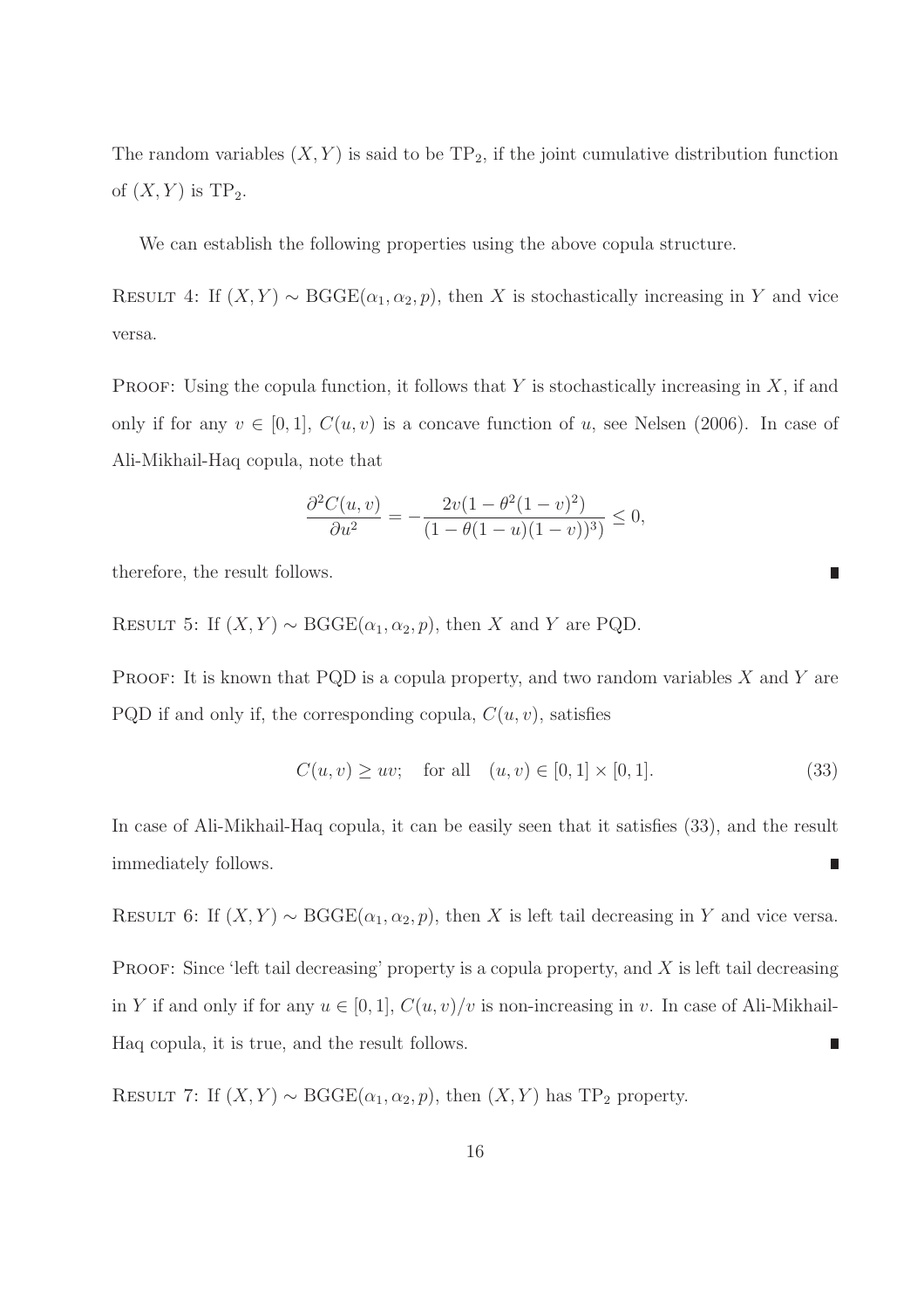The random variables $(X, Y)$ is said to be $\text{TP}_2$, if the joint cumulative distribution function of $(X, Y)$ is $\text{TP}_2$.

We can establish the following properties using the above copula structure.

RESULT 4: If $(X, Y) \sim \text{BGGE}(\alpha_1, \alpha_2, p)$, then $X$ is stochastically increasing in $Y$ and vice versa.

PROOF: Using the copula function, it follows that $Y$ is stochastically increasing in $X$, if and only if for any $v \in [0, 1]$, $C(u, v)$ is a concave function of $u$, see Nelsen (2006). In case of Ali-Mikhail-Haq copula, note that

$$\frac{\partial^2 C(u, v)}{\partial u^2} = -\frac{2v(1 - \theta^2(1 - v)^2)}{(1 - \theta(1 - u)(1 - v))^3)} \leq 0,$$

therefore, the result follows. ∎

RESULT 5: If $(X, Y) \sim \text{BGGE}(\alpha_1, \alpha_2, p)$, then $X$ and $Y$ are PQD.

PROOF: It is known that PQD is a copula property, and two random variables $X$ and $Y$ are PQD if and only if, the corresponding copula, $C(u, v)$, satisfies

$$C(u, v) \geq uv; \quad \text{for all} \quad (u, v) \in [0, 1] \times [0, 1]. \tag{33}$$

In case of Ali-Mikhail-Haq copula, it can be easily seen that it satisfies (33), and the result immediately follows. ∎

RESULT 6: If $(X, Y) \sim \text{BGGE}(\alpha_1, \alpha_2, p)$, then $X$ is left tail decreasing in $Y$ and vice versa.

PROOF: Since 'left tail decreasing' property is a copula property, and $X$ is left tail decreasing in $Y$ if and only if for any $u \in [0, 1]$, $C(u, v)/v$ is non-increasing in $v$. In case of Ali-Mikhail-Haq copula, it is true, and the result follows. ∎

RESULT 7: If $(X, Y) \sim \text{BGGE}(\alpha_1, \alpha_2, p)$, then $(X, Y)$ has $\text{TP}_2$ property.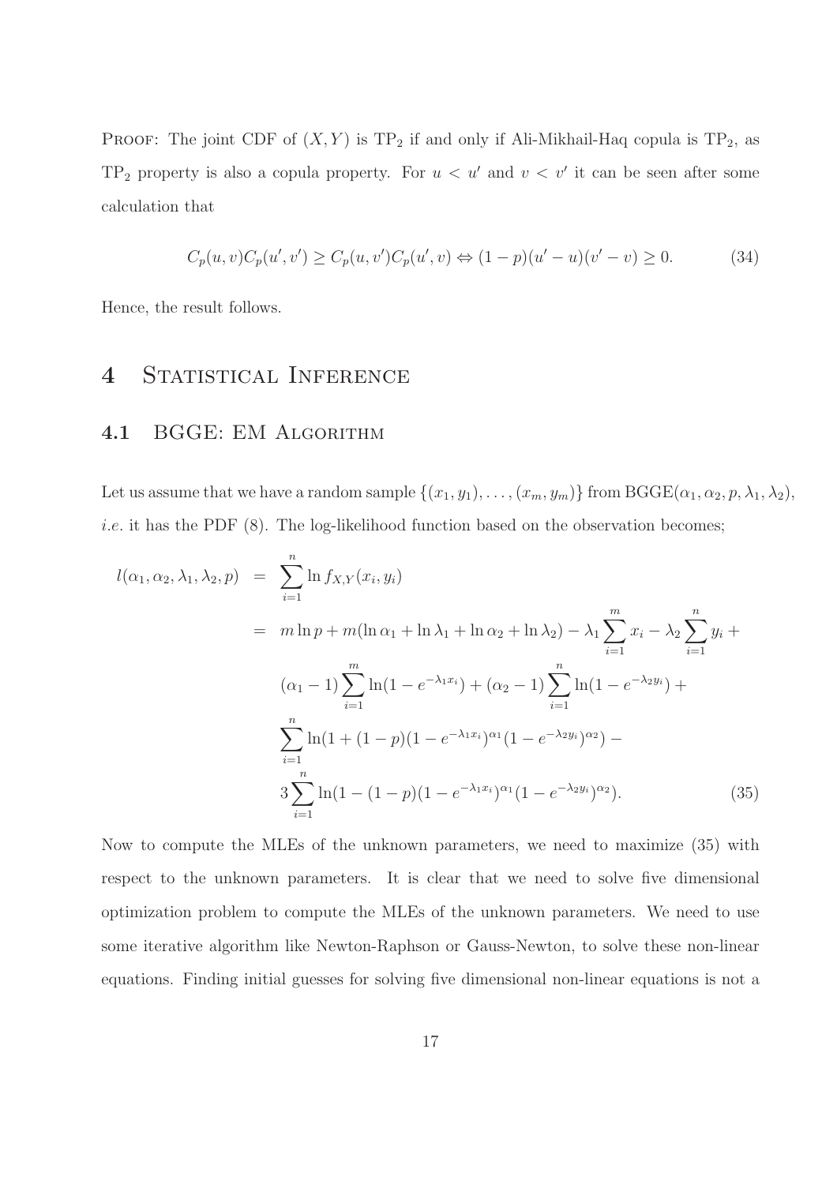PROOF: The joint CDF of $(X, Y)$ is $\text{TP}_2$ if and only if Ali-Mikhail-Haq copula is $\text{TP}_2$, as $\text{TP}_2$ property is also a copula property. For $u < u'$ and $v < v'$ it can be seen after some calculation that

$$C_p(u, v)C_p(u', v') \geq C_p(u, v')C_p(u', v) \Leftrightarrow (1-p)(u'-u)(v'-v) \geq 0. \tag{34}$$

Hence, the result follows.

# 4 Statistical Inference

## 4.1 BGGE: EM Algorithm

Let us assume that we have a random sample $\{(x_1, y_1), \ldots, (x_m, y_m)\}$ from $\text{BGGE}(\alpha_1, \alpha_2, p, \lambda_1, \lambda_2)$, *i.e.* it has the PDF (8). The log-likelihood function based on the observation becomes;

$$\begin{aligned}
l(\alpha_1, \alpha_2, \lambda_1, \lambda_2, p) &= \sum_{i=1}^{n} \ln f_{X,Y}(x_i, y_i) \\
&= m \ln p + m(\ln \alpha_1 + \ln \lambda_1 + \ln \alpha_2 + \ln \lambda_2) - \lambda_1 \sum_{i=1}^{m} x_i - \lambda_2 \sum_{i=1}^{n} y_i + \\
&\quad (\alpha_1 - 1) \sum_{i=1}^{m} \ln(1 - e^{-\lambda_1 x_i}) + (\alpha_2 - 1) \sum_{i=1}^{n} \ln(1 - e^{-\lambda_2 y_i}) + \\
&\quad \sum_{i=1}^{n} \ln(1 + (1-p)(1 - e^{-\lambda_1 x_i})^{\alpha_1}(1 - e^{-\lambda_2 y_i})^{\alpha_2}) - \\
&\quad 3 \sum_{i=1}^{n} \ln(1 - (1-p)(1 - e^{-\lambda_1 x_i})^{\alpha_1}(1 - e^{-\lambda_2 y_i})^{\alpha_2}).
\end{aligned} \tag{35}$$

Now to compute the MLEs of the unknown parameters, we need to maximize (35) with respect to the unknown parameters. It is clear that we need to solve five dimensional optimization problem to compute the MLEs of the unknown parameters. We need to use some iterative algorithm like Newton-Raphson or Gauss-Newton, to solve these non-linear equations. Finding initial guesses for solving five dimensional non-linear equations is not a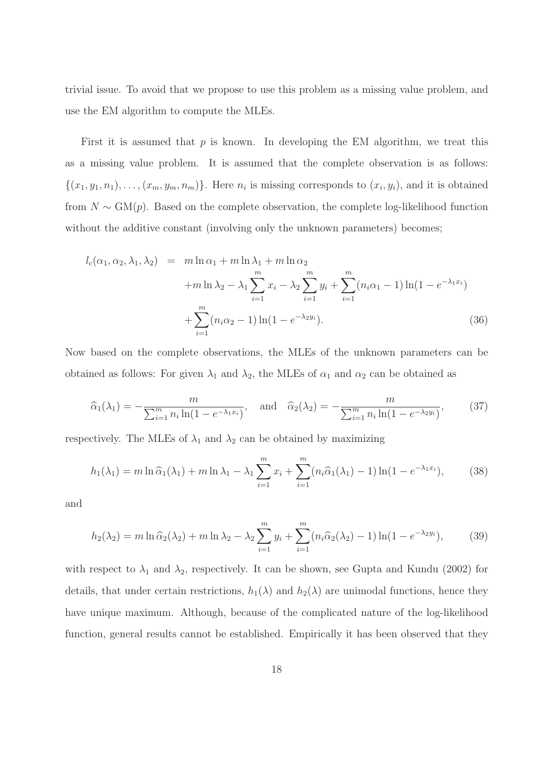trivial issue. To avoid that we propose to use this problem as a missing value problem, and use the EM algorithm to compute the MLEs.

First it is assumed that $p$ is known. In developing the EM algorithm, we treat this as a missing value problem. It is assumed that the complete observation is as follows: $\{(x_1, y_1, n_1), \ldots, (x_m, y_m, n_m)\}$. Here $n_i$ is missing corresponds to $(x_i, y_i)$, and it is obtained from $N \sim \text{GM}(p)$. Based on the complete observation, the complete log-likelihood function without the additive constant (involving only the unknown parameters) becomes;

$$
\begin{aligned}
l_c(\alpha_1, \alpha_2, \lambda_1, \lambda_2) &= m \ln \alpha_1 + m \ln \lambda_1 + m \ln \alpha_2 \\
&\quad + m \ln \lambda_2 - \lambda_1 \sum_{i=1}^{m} x_i - \lambda_2 \sum_{i=1}^{m} y_i + \sum_{i=1}^{m} (n_i \alpha_1 - 1) \ln(1 - e^{-\lambda_1 x_i}) \\
&\quad + \sum_{i=1}^{m} (n_i \alpha_2 - 1) \ln(1 - e^{-\lambda_2 y_i}). \qquad (36)
\end{aligned}
$$

Now based on the complete observations, the MLEs of the unknown parameters can be obtained as follows: For given $\lambda_1$ and $\lambda_2$, the MLEs of $\alpha_1$ and $\alpha_2$ can be obtained as

$$
\widehat{\alpha}_1(\lambda_1) = -\frac{m}{\sum_{i=1}^{m} n_i \ln(1 - e^{-\lambda_1 x_i})}, \quad \text{and} \quad \widehat{\alpha}_2(\lambda_2) = -\frac{m}{\sum_{i=1}^{m} n_i \ln(1 - e^{-\lambda_2 y_i})}, \qquad (37)
$$

respectively. The MLEs of $\lambda_1$ and $\lambda_2$ can be obtained by maximizing

$$
h_1(\lambda_1) = m \ln \widehat{\alpha}_1(\lambda_1) + m \ln \lambda_1 - \lambda_1 \sum_{i=1}^{m} x_i + \sum_{i=1}^{m} (n_i \widehat{\alpha}_1(\lambda_1) - 1) \ln(1 - e^{-\lambda_1 x_i}), \qquad (38)
$$

and

$$
h_2(\lambda_2) = m \ln \widehat{\alpha}_2(\lambda_2) + m \ln \lambda_2 - \lambda_2 \sum_{i=1}^{m} y_i + \sum_{i=1}^{m} (n_i \widehat{\alpha}_2(\lambda_2) - 1) \ln(1 - e^{-\lambda_2 y_i}), \qquad (39)
$$

with respect to $\lambda_1$ and $\lambda_2$, respectively. It can be shown, see Gupta and Kundu (2002) for details, that under certain restrictions, $h_1(\lambda)$ and $h_2(\lambda)$ are unimodal functions, hence they have unique maximum. Although, because of the complicated nature of the log-likelihood function, general results cannot be established. Empirically it has been observed that they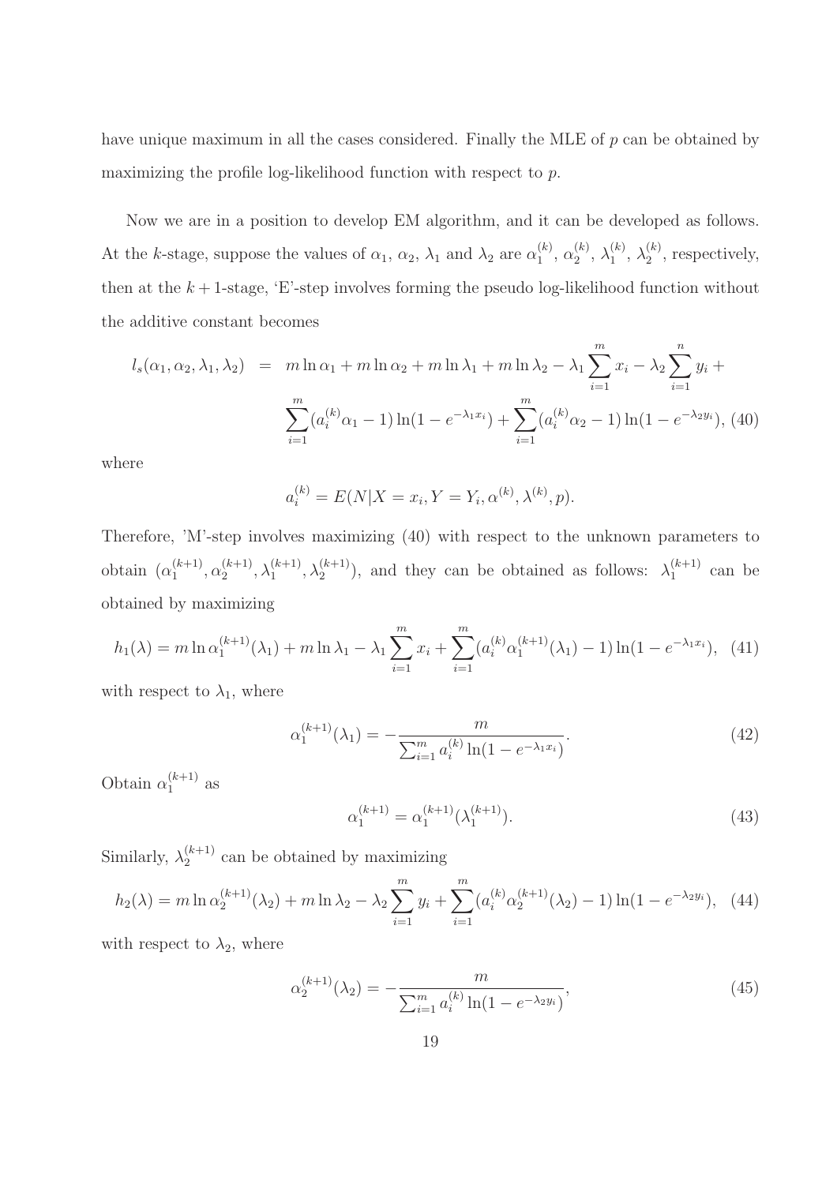have unique maximum in all the cases considered. Finally the MLE of $p$ can be obtained by maximizing the profile log-likelihood function with respect to $p$.

Now we are in a position to develop EM algorithm, and it can be developed as follows. At the $k$-stage, suppose the values of $\alpha_1$, $\alpha_2$, $\lambda_1$ and $\lambda_2$ are $\alpha_1^{(k)}$, $\alpha_2^{(k)}$, $\lambda_1^{(k)}$, $\lambda_2^{(k)}$, respectively, then at the $k+1$-stage, 'E'-step involves forming the pseudo log-likelihood function without the additive constant becomes

$$
\begin{aligned}
l_s(\alpha_1, \alpha_2, \lambda_1, \lambda_2) \;=\;& m \ln \alpha_1 + m \ln \alpha_2 + m \ln \lambda_1 + m \ln \lambda_2 - \lambda_1 \sum_{i=1}^{m} x_i - \lambda_2 \sum_{i=1}^{n} y_i + \\
& \sum_{i=1}^{m} (a_i^{(k)} \alpha_1 - 1) \ln(1 - e^{-\lambda_1 x_i}) + \sum_{i=1}^{m} (a_i^{(k)} \alpha_2 - 1) \ln(1 - e^{-\lambda_2 y_i}), \quad (40)
\end{aligned}
$$

where

$$
a_i^{(k)} = E(N | X = x_i, Y = Y_i, \alpha^{(k)}, \lambda^{(k)}, p).
$$

Therefore, 'M'-step involves maximizing (40) with respect to the unknown parameters to obtain $(\alpha_1^{(k+1)}, \alpha_2^{(k+1)}, \lambda_1^{(k+1)}, \lambda_2^{(k+1)})$, and they can be obtained as follows: $\lambda_1^{(k+1)}$ can be obtained by maximizing

$$
h_1(\lambda) = m \ln \alpha_1^{(k+1)}(\lambda_1) + m \ln \lambda_1 - \lambda_1 \sum_{i=1}^{m} x_i + \sum_{i=1}^{m} (a_i^{(k)} \alpha_1^{(k+1)}(\lambda_1) - 1) \ln(1 - e^{-\lambda_1 x_i}), \quad (41)
$$

with respect to $\lambda_1$, where

$$
\alpha_1^{(k+1)}(\lambda_1) = - \frac{m}{\sum_{i=1}^{m} a_i^{(k)} \ln(1 - e^{-\lambda_1 x_i})}. \quad (42)
$$

Obtain $\alpha_1^{(k+1)}$ as

$$
\alpha_1^{(k+1)} = \alpha_1^{(k+1)}(\lambda_1^{(k+1)}). \quad (43)
$$

Similarly, $\lambda_2^{(k+1)}$ can be obtained by maximizing

$$
h_2(\lambda) = m \ln \alpha_2^{(k+1)}(\lambda_2) + m \ln \lambda_2 - \lambda_2 \sum_{i=1}^{m} y_i + \sum_{i=1}^{m} (a_i^{(k)} \alpha_2^{(k+1)}(\lambda_2) - 1) \ln(1 - e^{-\lambda_2 y_i}), \quad (44)
$$

with respect to $\lambda_2$, where

$$
\alpha_2^{(k+1)}(\lambda_2) = - \frac{m}{\sum_{i=1}^{m} a_i^{(k)} \ln(1 - e^{-\lambda_2 y_i})}, \quad (45)
$$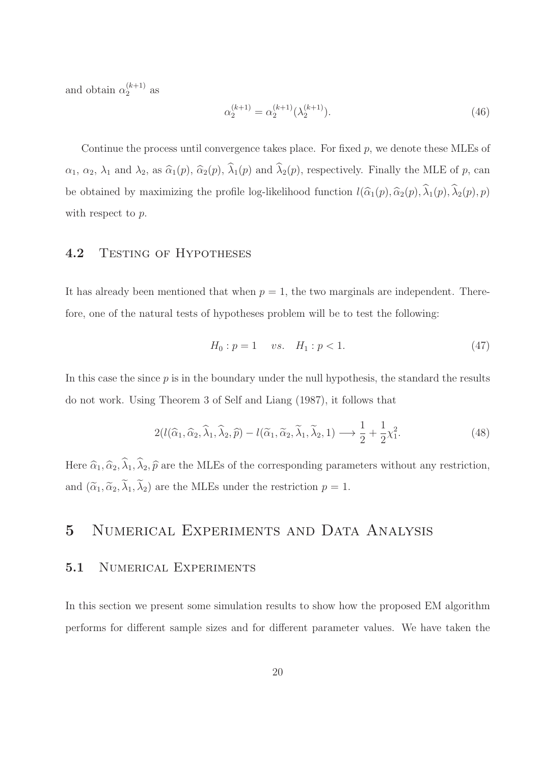and obtain $\alpha_2^{(k+1)}$ as

$$\alpha_2^{(k+1)} = \alpha_2^{(k+1)}(\lambda_2^{(k+1)}). \tag{46}$$

Continue the process until convergence takes place. For fixed $p$, we denote these MLEs of $\alpha_1$, $\alpha_2$, $\lambda_1$ and $\lambda_2$, as $\widehat{\alpha}_1(p)$, $\widehat{\alpha}_2(p)$, $\widehat{\lambda}_1(p)$ and $\widehat{\lambda}_2(p)$, respectively. Finally the MLE of $p$, can be obtained by maximizing the profile log-likelihood function $l(\widehat{\alpha}_1(p), \widehat{\alpha}_2(p), \widehat{\lambda}_1(p), \widehat{\lambda}_2(p), p)$ with respect to $p$.

## 4.2 Testing of Hypotheses

It has already been mentioned that when $p = 1$, the two marginals are independent. Therefore, one of the natural tests of hypotheses problem will be to test the following:

$$H_0 : p = 1 \quad vs. \quad H_1 : p < 1. \tag{47}$$

In this case the since $p$ is in the boundary under the null hypothesis, the standard the results do not work. Using Theorem 3 of Self and Liang (1987), it follows that

$$2(l(\widehat{\alpha}_1, \widehat{\alpha}_2, \widehat{\lambda}_1, \widehat{\lambda}_2, \widehat{p}) - l(\widetilde{\alpha}_1, \widetilde{\alpha}_2, \widetilde{\lambda}_1, \widetilde{\lambda}_2, 1) \longrightarrow \frac{1}{2} + \frac{1}{2}\chi_1^2. \tag{48}$$

Here $\widehat{\alpha}_1, \widehat{\alpha}_2, \widehat{\lambda}_1, \widehat{\lambda}_2, \widehat{p}$ are the MLEs of the corresponding parameters without any restriction, and $(\widetilde{\alpha}_1, \widetilde{\alpha}_2, \widetilde{\lambda}_1, \widetilde{\lambda}_2)$ are the MLEs under the restriction $p = 1$.

# 5 Numerical Experiments and Data Analysis

## 5.1 Numerical Experiments

In this section we present some simulation results to show how the proposed EM algorithm performs for different sample sizes and for different parameter values. We have taken the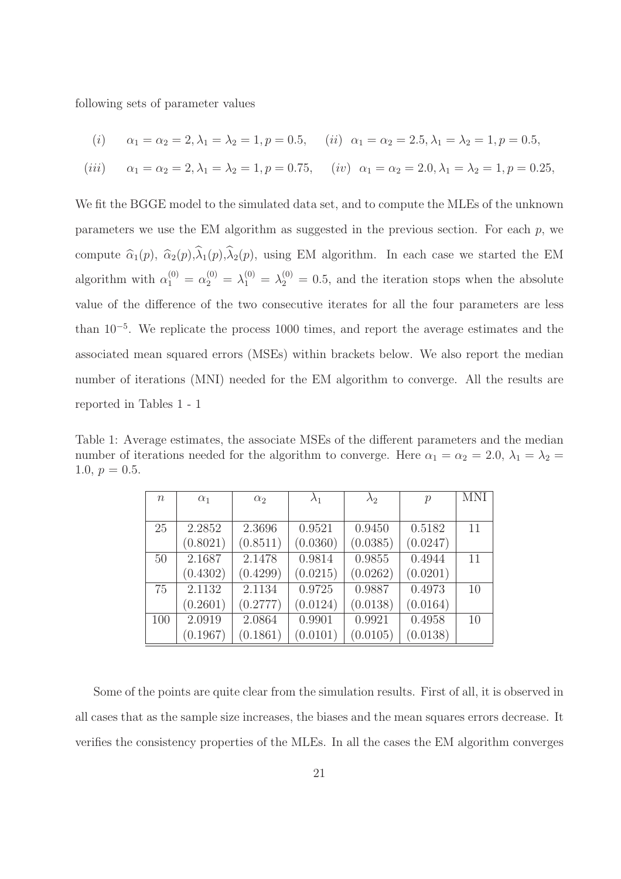following sets of parameter values

$$(i) \quad \alpha_1 = \alpha_2 = 2, \lambda_1 = \lambda_2 = 1, p = 0.5, \quad (ii) \;\; \alpha_1 = \alpha_2 = 2.5, \lambda_1 = \lambda_2 = 1, p = 0.5,$$

$$(iii) \quad \alpha_1 = \alpha_2 = 2, \lambda_1 = \lambda_2 = 1, p = 0.75, \quad (iv) \;\; \alpha_1 = \alpha_2 = 2.0, \lambda_1 = \lambda_2 = 1, p = 0.25,$$

We fit the BGGE model to the simulated data set, and to compute the MLEs of the unknown parameters we use the EM algorithm as suggested in the previous section. For each $p$, we compute $\widehat{\alpha}_1(p)$, $\widehat{\alpha}_2(p)$,$\widehat{\lambda}_1(p)$,$\widehat{\lambda}_2(p)$, using EM algorithm. In each case we started the EM algorithm with $\alpha_1^{(0)} = \alpha_2^{(0)} = \lambda_1^{(0)} = \lambda_2^{(0)} = 0.5$, and the iteration stops when the absolute value of the difference of the two consecutive iterates for all the four parameters are less than $10^{-5}$. We replicate the process 1000 times, and report the average estimates and the associated mean squared errors (MSEs) within brackets below. We also report the median number of iterations (MNI) needed for the EM algorithm to converge. All the results are reported in Tables 1 - 1

Table 1: Average estimates, the associate MSEs of the different parameters and the median number of iterations needed for the algorithm to converge. Here $\alpha_1 = \alpha_2 = 2.0$, $\lambda_1 = \lambda_2 = 1.0$, $p = 0.5$.

| $n$ | $\alpha_1$ | $\alpha_2$ | $\lambda_1$ | $\lambda_2$ | $p$ | MNI |
|---|---|---|---|---|---|---|
| 25 | 2.2852 | 2.3696 | 0.9521 | 0.9450 | 0.5182 | 11 |
| | (0.8021) | (0.8511) | (0.0360) | (0.0385) | (0.0247) | |
| 50 | 2.1687 | 2.1478 | 0.9814 | 0.9855 | 0.4944 | 11 |
| | (0.4302) | (0.4299) | (0.0215) | (0.0262) | (0.0201) | |
| 75 | 2.1132 | 2.1134 | 0.9725 | 0.9887 | 0.4973 | 10 |
| | (0.2601) | (0.2777) | (0.0124) | (0.0138) | (0.0164) | |
| 100 | 2.0919 | 2.0864 | 0.9901 | 0.9921 | 0.4958 | 10 |
| | (0.1967) | (0.1861) | (0.0101) | (0.0105) | (0.0138) | |

Some of the points are quite clear from the simulation results. First of all, it is observed in all cases that as the sample size increases, the biases and the mean squares errors decrease. It verifies the consistency properties of the MLEs. In all the cases the EM algorithm converges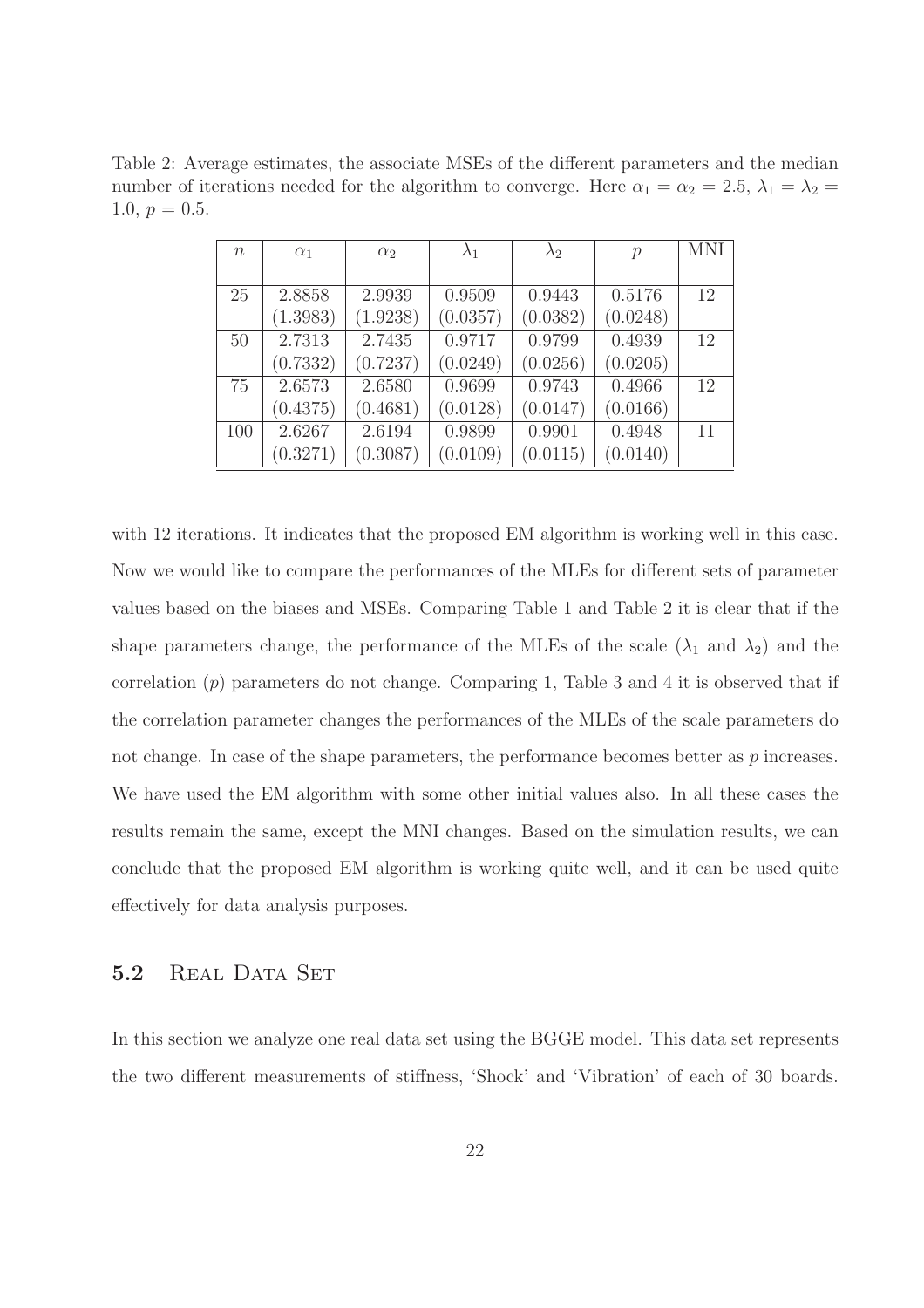Table 2: Average estimates, the associate MSEs of the different parameters and the median number of iterations needed for the algorithm to converge. Here $\alpha_1 = \alpha_2 = 2.5$, $\lambda_1 = \lambda_2 = 1.0$, $p = 0.5$.

| $n$ | $\alpha_1$ | $\alpha_2$ | $\lambda_1$ | $\lambda_2$ | $p$ | MNI |
|---|---|---|---|---|---|---|
| 25 | 2.8858<br>(1.3983) | 2.9939<br>(1.9238) | 0.9509<br>(0.0357) | 0.9443<br>(0.0382) | 0.5176<br>(0.0248) | 12 |
| 50 | 2.7313<br>(0.7332) | 2.7435<br>(0.7237) | 0.9717<br>(0.0249) | 0.9799<br>(0.0256) | 0.4939<br>(0.0205) | 12 |
| 75 | 2.6573<br>(0.4375) | 2.6580<br>(0.4681) | 0.9699<br>(0.0128) | 0.9743<br>(0.0147) | 0.4966<br>(0.0166) | 12 |
| 100 | 2.6267<br>(0.3271) | 2.6194<br>(0.3087) | 0.9899<br>(0.0109) | 0.9901<br>(0.0115) | 0.4948<br>(0.0140) | 11 |

with 12 iterations. It indicates that the proposed EM algorithm is working well in this case. Now we would like to compare the performances of the MLEs for different sets of parameter values based on the biases and MSEs. Comparing Table 1 and Table 2 it is clear that if the shape parameters change, the performance of the MLEs of the scale ($\lambda_1$ and $\lambda_2$) and the correlation ($p$) parameters do not change. Comparing 1, Table 3 and 4 it is observed that if the correlation parameter changes the performances of the MLEs of the scale parameters do not change. In case of the shape parameters, the performance becomes better as $p$ increases. We have used the EM algorithm with some other initial values also. In all these cases the results remain the same, except the MNI changes. Based on the simulation results, we can conclude that the proposed EM algorithm is working quite well, and it can be used quite effectively for data analysis purposes.

### 5.2 Real Data Set

In this section we analyze one real data set using the BGGE model. This data set represents the two different measurements of stiffness, 'Shock' and 'Vibration' of each of 30 boards.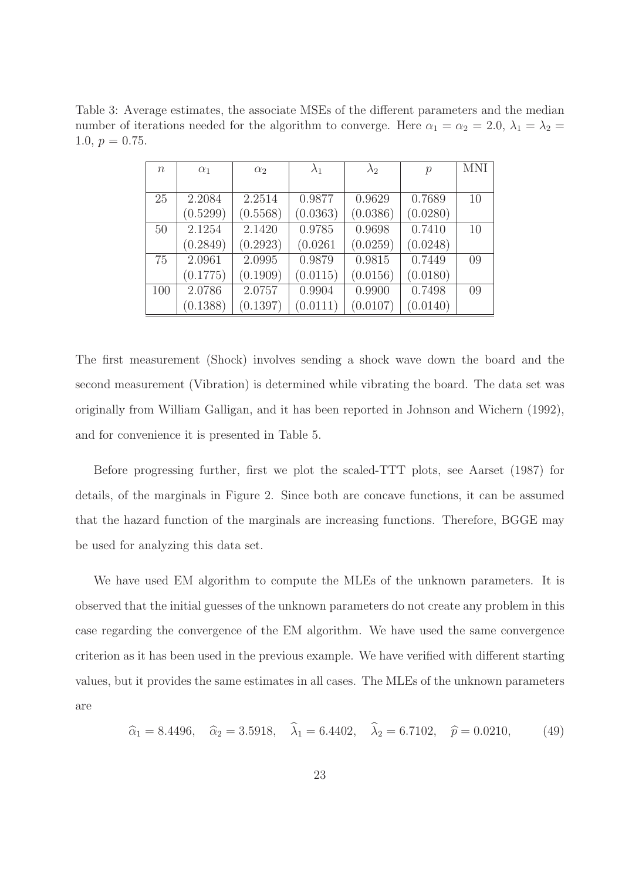Table 3: Average estimates, the associate MSEs of the different parameters and the median number of iterations needed for the algorithm to converge. Here $\alpha_1 = \alpha_2 = 2.0$, $\lambda_1 = \lambda_2 = 1.0$, $p = 0.75$.

| $n$ | $\alpha_1$ | $\alpha_2$ | $\lambda_1$ | $\lambda_2$ | $p$ | MNI |
|---|---|---|---|---|---|---|
| 25 | 2.2084 | 2.2514 | 0.9877 | 0.9629 | 0.7689 | 10 |
| | (0.5299) | (0.5568) | (0.0363) | (0.0386) | (0.0280) | |
| 50 | 2.1254 | 2.1420 | 0.9785 | 0.9698 | 0.7410 | 10 |
| | (0.2849) | (0.2923) | (0.0261 | (0.0259) | (0.0248) | |
| 75 | 2.0961 | 2.0995 | 0.9879 | 0.9815 | 0.7449 | 09 |
| | (0.1775) | (0.1909) | (0.0115) | (0.0156) | (0.0180) | |
| 100 | 2.0786 | 2.0757 | 0.9904 | 0.9900 | 0.7498 | 09 |
| | (0.1388) | (0.1397) | (0.0111) | (0.0107) | (0.0140) | |

The first measurement (Shock) involves sending a shock wave down the board and the second measurement (Vibration) is determined while vibrating the board. The data set was originally from William Galligan, and it has been reported in Johnson and Wichern (1992), and for convenience it is presented in Table 5.

Before progressing further, first we plot the scaled-TTT plots, see Aarset (1987) for details, of the marginals in Figure 2. Since both are concave functions, it can be assumed that the hazard function of the marginals are increasing functions. Therefore, BGGE may be used for analyzing this data set.

We have used EM algorithm to compute the MLEs of the unknown parameters. It is observed that the initial guesses of the unknown parameters do not create any problem in this case regarding the convergence of the EM algorithm. We have used the same convergence criterion as it has been used in the previous example. We have verified with different starting values, but it provides the same estimates in all cases. The MLEs of the unknown parameters are

$$\widehat{\alpha}_1 = 8.4496, \quad \widehat{\alpha}_2 = 3.5918, \quad \widehat{\lambda}_1 = 6.4402, \quad \widehat{\lambda}_2 = 6.7102, \quad \widehat{p} = 0.0210, \tag{49}$$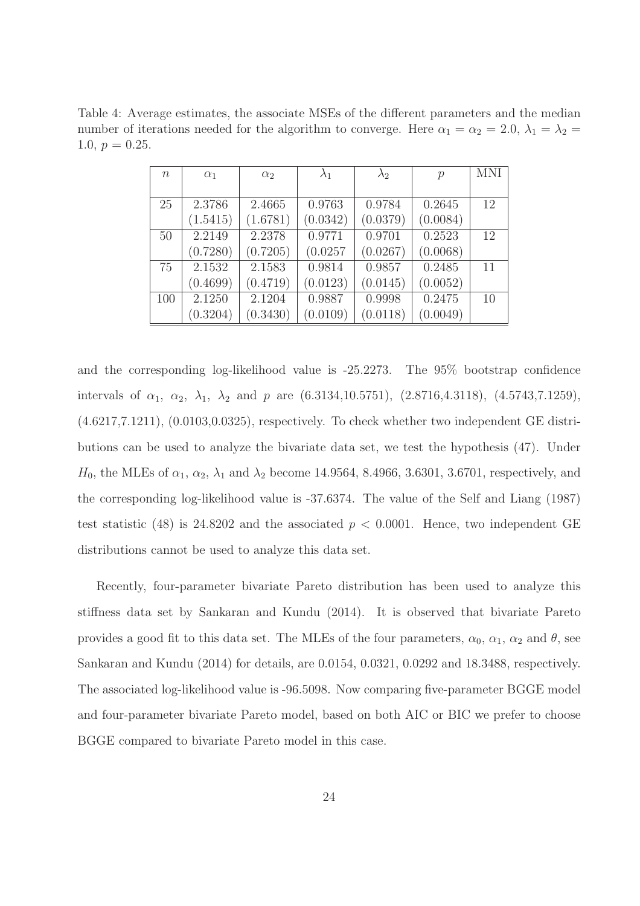Table 4: Average estimates, the associate MSEs of the different parameters and the median number of iterations needed for the algorithm to converge. Here $\alpha_1 = \alpha_2 = 2.0$, $\lambda_1 = \lambda_2 = 1.0$, $p = 0.25$.

| $n$ | $\alpha_1$ | $\alpha_2$ | $\lambda_1$ | $\lambda_2$ | $p$ | MNI |
|---|---|---|---|---|---|---|
| 25 | 2.3786 (1.5415) | 2.4665 (1.6781) | 0.9763 (0.0342) | 0.9784 (0.0379) | 0.2645 (0.0084) | 12 |
| 50 | 2.2149 (0.7280) | 2.2378 (0.7205) | 0.9771 (0.0257 | 0.9701 (0.0267) | 0.2523 (0.0068) | 12 |
| 75 | 2.1532 (0.4699) | 2.1583 (0.4719) | 0.9814 (0.0123) | 0.9857 (0.0145) | 0.2485 (0.0052) | 11 |
| 100 | 2.1250 (0.3204) | 2.1204 (0.3430) | 0.9887 (0.0109) | 0.9998 (0.0118) | 0.2475 (0.0049) | 10 |

and the corresponding log-likelihood value is -25.2273. The 95% bootstrap confidence intervals of $\alpha_1$, $\alpha_2$, $\lambda_1$, $\lambda_2$ and $p$ are (6.3134,10.5751), (2.8716,4.3118), (4.5743,7.1259), (4.6217,7.1211), (0.0103,0.0325), respectively. To check whether two independent GE distributions can be used to analyze the bivariate data set, we test the hypothesis (47). Under $H_0$, the MLEs of $\alpha_1$, $\alpha_2$, $\lambda_1$ and $\lambda_2$ become 14.9564, 8.4966, 3.6301, 3.6701, respectively, and the corresponding log-likelihood value is -37.6374. The value of the Self and Liang (1987) test statistic (48) is 24.8202 and the associated $p < 0.0001$. Hence, two independent GE distributions cannot be used to analyze this data set.

Recently, four-parameter bivariate Pareto distribution has been used to analyze this stiffness data set by Sankaran and Kundu (2014). It is observed that bivariate Pareto provides a good fit to this data set. The MLEs of the four parameters, $\alpha_0$, $\alpha_1$, $\alpha_2$ and $\theta$, see Sankaran and Kundu (2014) for details, are 0.0154, 0.0321, 0.0292 and 18.3488, respectively. The associated log-likelihood value is -96.5098. Now comparing five-parameter BGGE model and four-parameter bivariate Pareto model, based on both AIC or BIC we prefer to choose BGGE compared to bivariate Pareto model in this case.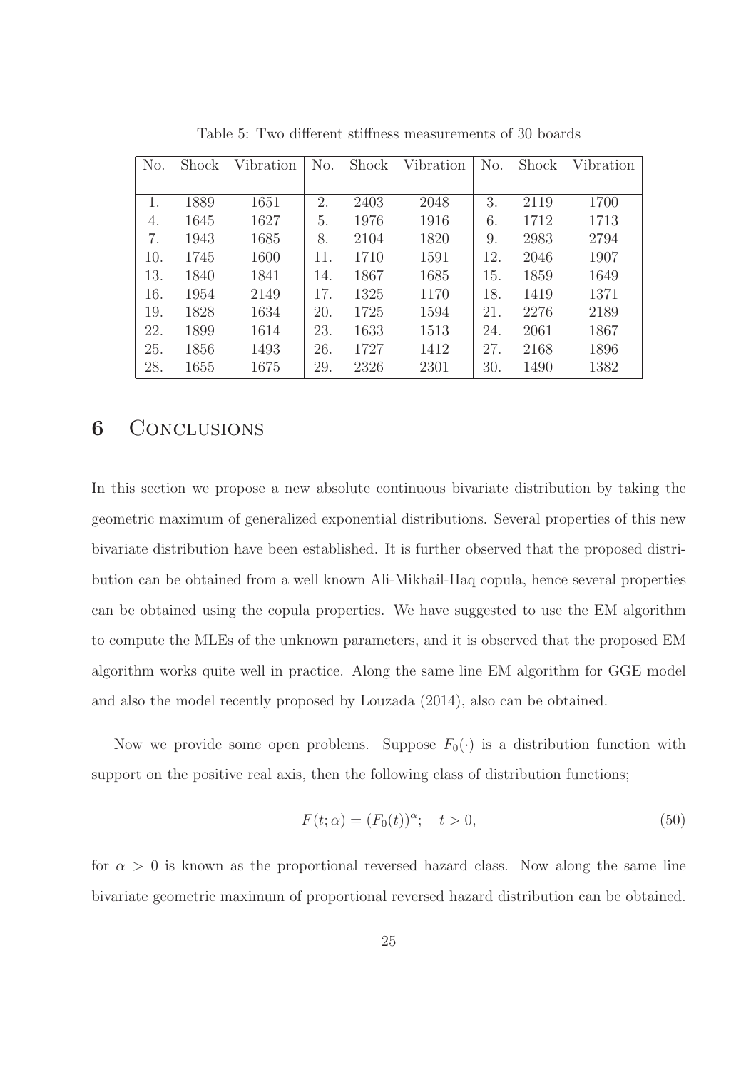Table 5: Two different stiffness measurements of 30 boards

| No. | Shock | Vibration | No. | Shock | Vibration | No. | Shock | Vibration |
|---|---|---|---|---|---|---|---|---|
| 1. | 1889 | 1651 | 2. | 2403 | 2048 | 3. | 2119 | 1700 |
| 4. | 1645 | 1627 | 5. | 1976 | 1916 | 6. | 1712 | 1713 |
| 7. | 1943 | 1685 | 8. | 2104 | 1820 | 9. | 2983 | 2794 |
| 10. | 1745 | 1600 | 11. | 1710 | 1591 | 12. | 2046 | 1907 |
| 13. | 1840 | 1841 | 14. | 1867 | 1685 | 15. | 1859 | 1649 |
| 16. | 1954 | 2149 | 17. | 1325 | 1170 | 18. | 1419 | 1371 |
| 19. | 1828 | 1634 | 20. | 1725 | 1594 | 21. | 2276 | 2189 |
| 22. | 1899 | 1614 | 23. | 1633 | 1513 | 24. | 2061 | 1867 |
| 25. | 1856 | 1493 | 26. | 1727 | 1412 | 27. | 2168 | 1896 |
| 28. | 1655 | 1675 | 29. | 2326 | 2301 | 30. | 1490 | 1382 |

# 6 Conclusions

In this section we propose a new absolute continuous bivariate distribution by taking the geometric maximum of generalized exponential distributions. Several properties of this new bivariate distribution have been established. It is further observed that the proposed distribution can be obtained from a well known Ali-Mikhail-Haq copula, hence several properties can be obtained using the copula properties. We have suggested to use the EM algorithm to compute the MLEs of the unknown parameters, and it is observed that the proposed EM algorithm works quite well in practice. Along the same line EM algorithm for GGE model and also the model recently proposed by Louzada (2014), also can be obtained.

Now we provide some open problems. Suppose $F_0(\cdot)$ is a distribution function with support on the positive real axis, then the following class of distribution functions;

$$F(t; \alpha) = (F_0(t))^{\alpha}; \quad t > 0, \tag{50}$$

for $\alpha > 0$ is known as the proportional reversed hazard class. Now along the same line bivariate geometric maximum of proportional reversed hazard distribution can be obtained.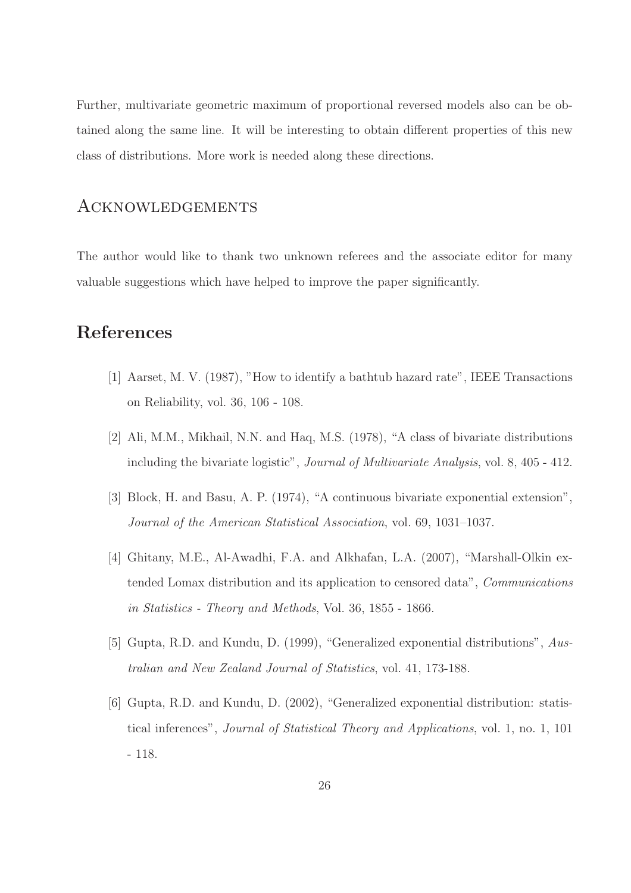Further, multivariate geometric maximum of proportional reversed models also can be obtained along the same line. It will be interesting to obtain different properties of this new class of distributions. More work is needed along these directions.

## Acknowledgements

The author would like to thank two unknown referees and the associate editor for many valuable suggestions which have helped to improve the paper significantly.

# References

[1] Aarset, M. V. (1987), "How to identify a bathtub hazard rate", IEEE Transactions on Reliability, vol. 36, 106 - 108.

[2] Ali, M.M., Mikhail, N.N. and Haq, M.S. (1978), "A class of bivariate distributions including the bivariate logistic", *Journal of Multivariate Analysis*, vol. 8, 405 - 412.

[3] Block, H. and Basu, A. P. (1974), "A continuous bivariate exponential extension", *Journal of the American Statistical Association*, vol. 69, 1031–1037.

[4] Ghitany, M.E., Al-Awadhi, F.A. and Alkhafan, L.A. (2007), "Marshall-Olkin extended Lomax distribution and its application to censored data", *Communications in Statistics - Theory and Methods*, Vol. 36, 1855 - 1866.

[5] Gupta, R.D. and Kundu, D. (1999), "Generalized exponential distributions", *Australian and New Zealand Journal of Statistics*, vol. 41, 173-188.

[6] Gupta, R.D. and Kundu, D. (2002), "Generalized exponential distribution: statistical inferences", *Journal of Statistical Theory and Applications*, vol. 1, no. 1, 101 - 118.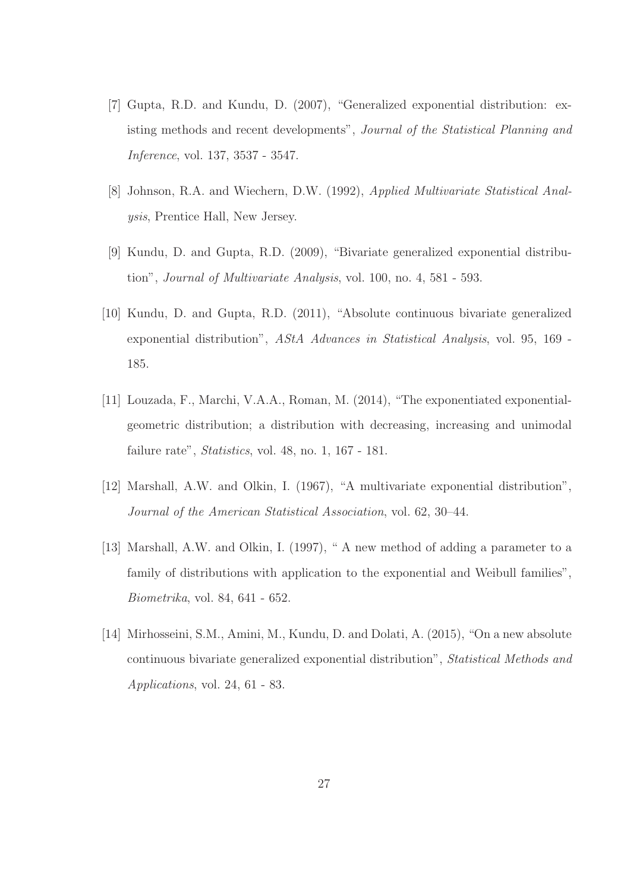[7] Gupta, R.D. and Kundu, D. (2007), "Generalized exponential distribution: existing methods and recent developments", *Journal of the Statistical Planning and Inference*, vol. 137, 3537 - 3547.

[8] Johnson, R.A. and Wiechern, D.W. (1992), *Applied Multivariate Statistical Analysis*, Prentice Hall, New Jersey.

[9] Kundu, D. and Gupta, R.D. (2009), "Bivariate generalized exponential distribution", *Journal of Multivariate Analysis*, vol. 100, no. 4, 581 - 593.

[10] Kundu, D. and Gupta, R.D. (2011), "Absolute continuous bivariate generalized exponential distribution", *AStA Advances in Statistical Analysis*, vol. 95, 169 - 185.

[11] Louzada, F., Marchi, V.A.A., Roman, M. (2014), "The exponentiated exponential-geometric distribution; a distribution with decreasing, increasing and unimodal failure rate", *Statistics*, vol. 48, no. 1, 167 - 181.

[12] Marshall, A.W. and Olkin, I. (1967), "A multivariate exponential distribution", *Journal of the American Statistical Association*, vol. 62, 30–44.

[13] Marshall, A.W. and Olkin, I. (1997), " A new method of adding a parameter to a family of distributions with application to the exponential and Weibull families", *Biometrika*, vol. 84, 641 - 652.

[14] Mirhosseini, S.M., Amini, M., Kundu, D. and Dolati, A. (2015), "On a new absolute continuous bivariate generalized exponential distribution", *Statistical Methods and Applications*, vol. 24, 61 - 83.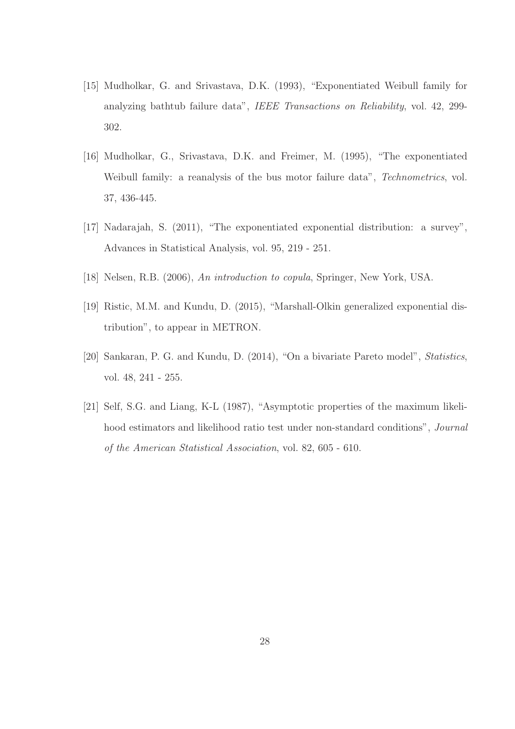[15] Mudholkar, G. and Srivastava, D.K. (1993), "Exponentiated Weibull family for analyzing bathtub failure data", *IEEE Transactions on Reliability*, vol. 42, 299-302.

[16] Mudholkar, G., Srivastava, D.K. and Freimer, M. (1995), "The exponentiated Weibull family: a reanalysis of the bus motor failure data", *Technometrics*, vol. 37, 436-445.

[17] Nadarajah, S. (2011), "The exponentiated exponential distribution: a survey", Advances in Statistical Analysis, vol. 95, 219 - 251.

[18] Nelsen, R.B. (2006), *An introduction to copula*, Springer, New York, USA.

[19] Ristic, M.M. and Kundu, D. (2015), "Marshall-Olkin generalized exponential distribution", to appear in METRON.

[20] Sankaran, P. G. and Kundu, D. (2014), "On a bivariate Pareto model", *Statistics*, vol. 48, 241 - 255.

[21] Self, S.G. and Liang, K-L (1987), "Asymptotic properties of the maximum likelihood estimators and likelihood ratio test under non-standard conditions", *Journal of the American Statistical Association*, vol. 82, 605 - 610.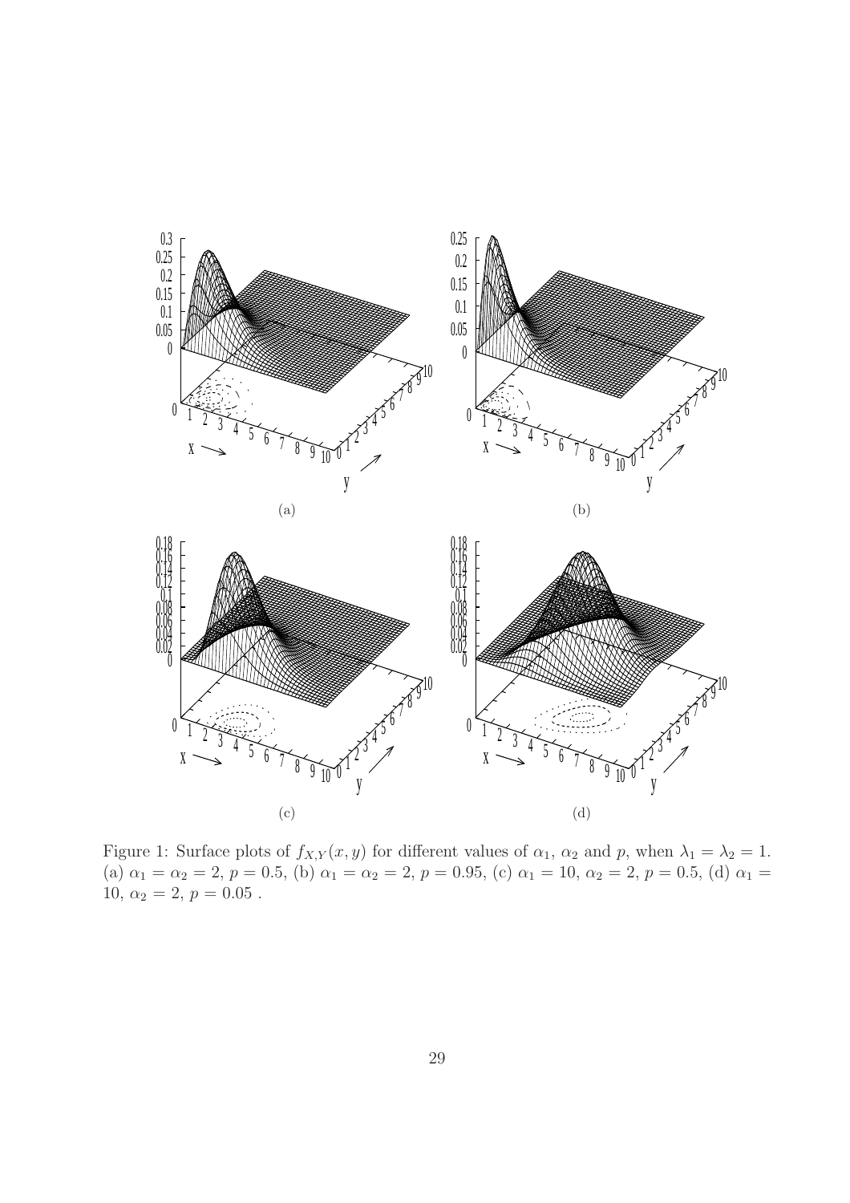(a)

(b)

(c)

(d)

Figure 1: Surface plots of $f_{X,Y}(x,y)$ for different values of $\alpha_1$, $\alpha_2$ and $p$, when $\lambda_1 = \lambda_2 = 1$. (a) $\alpha_1 = \alpha_2 = 2$, $p = 0.5$, (b) $\alpha_1 = \alpha_2 = 2$, $p = 0.95$, (c) $\alpha_1 = 10$, $\alpha_2 = 2$, $p = 0.5$, (d) $\alpha_1 = 10$, $\alpha_2 = 2$, $p = 0.05$ .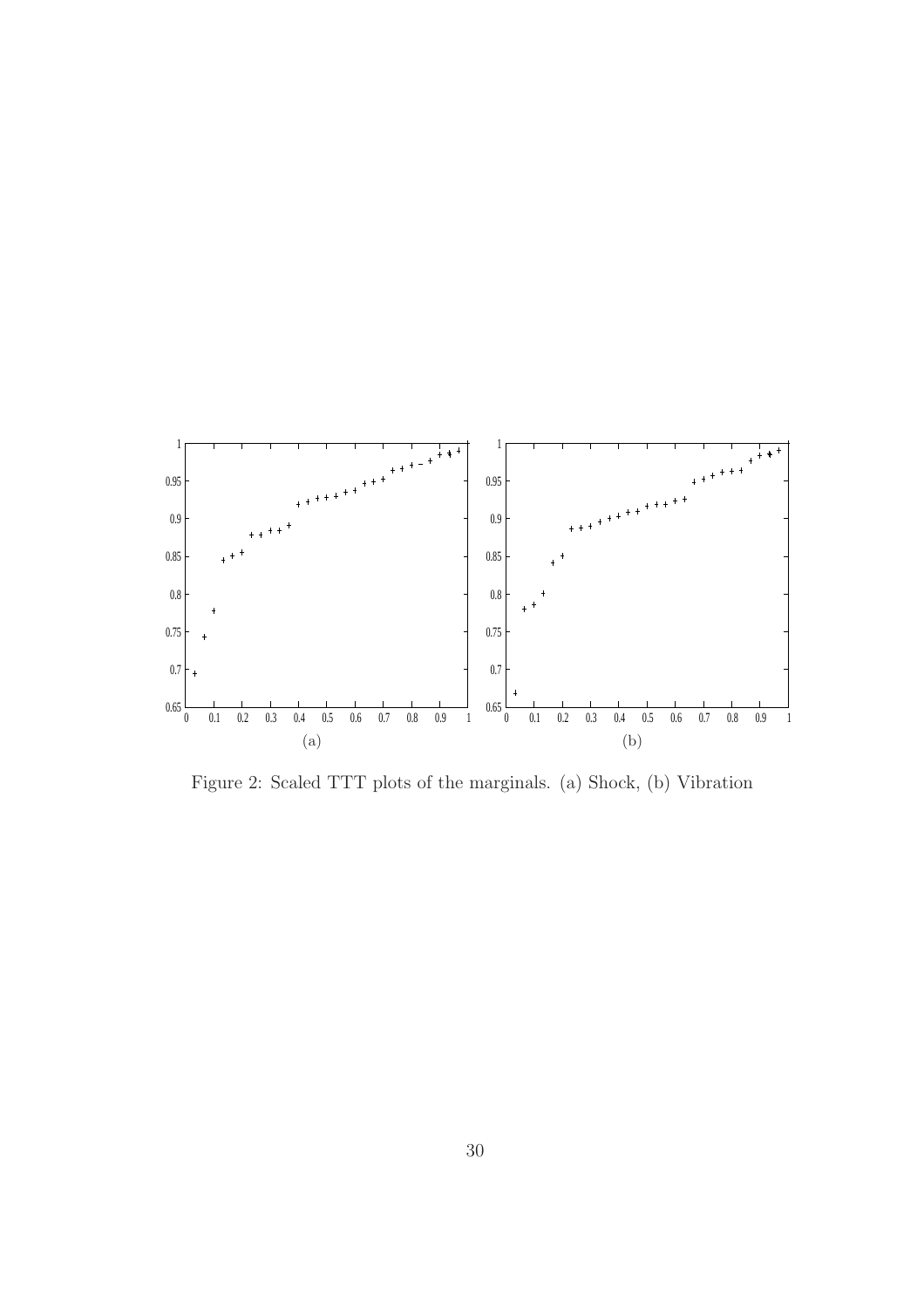1
0.95
0.9
0.85
0.8
0.75
0.7
0.65
0 0.1 0.2 0.3 0.4 0.5 0.6 0.7 0.8 0.9 1

(a)

1
0.95
0.9
0.85
0.8
0.75
0.7
0.65
0 0.1 0.2 0.3 0.4 0.5 0.6 0.7 0.8 0.9 1

(b)

Figure 2: Scaled TTT plots of the marginals. (a) Shock, (b) Vibration